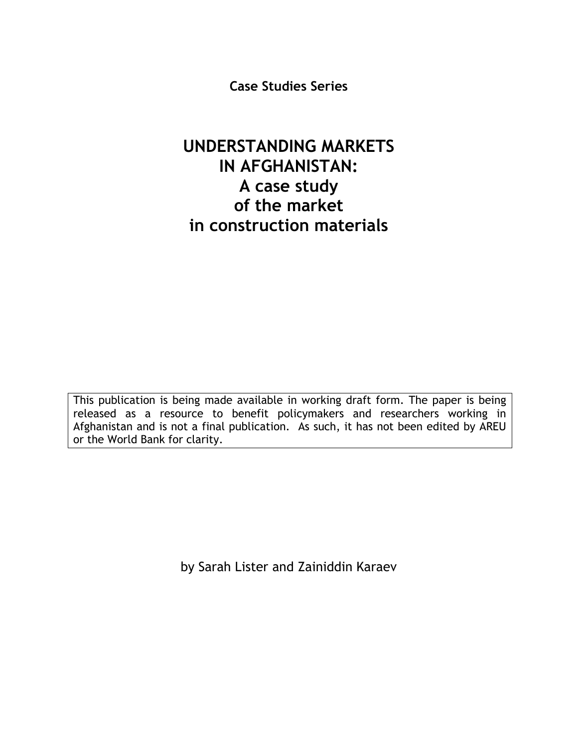**Case Studies Series**

# UNDERSTANDING MARKETS IN AFGHANISTAN: A case study of the market in construction materials

This publication is being made available in working draft form. The paper is being released as a resource to benefit policymakers and researchers working in Afghanistan and is not a final publication. As such, it has not been edited by AREU or the World Bank for clarity.

by Sarah Lister and Zainiddin Karaev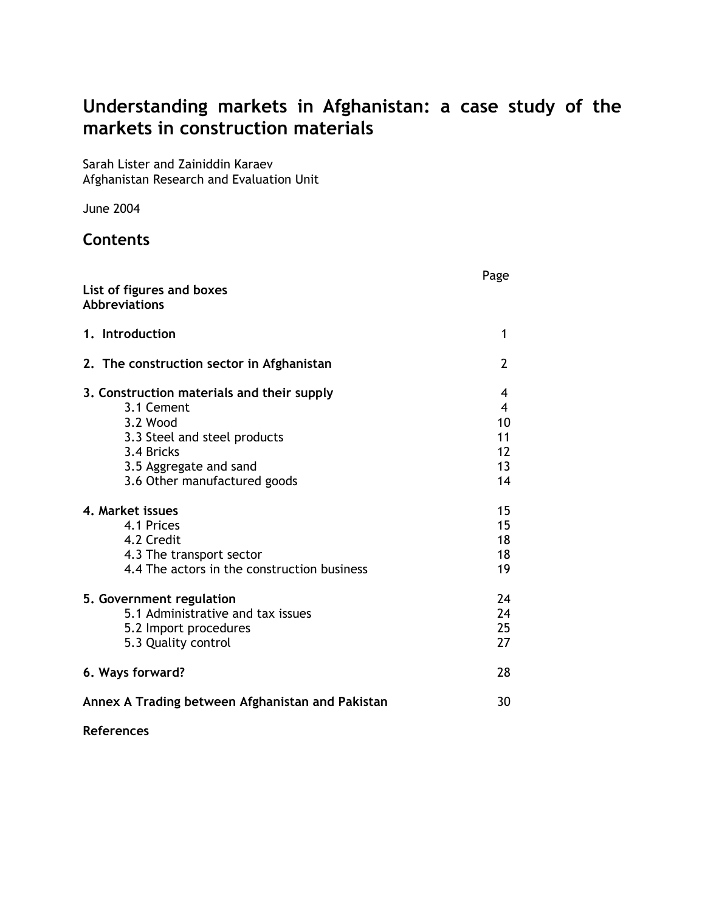# Understanding markets in Afghanistan: a case study of the markets in construction materials

Sarah Lister and Zainiddin Karaev
Afghanistan Research and Evaluation Unit

June 2004

## Contents

| | Page |
|---|---|
| **List of figures and boxes** | |
| **Abbreviations** | |
| **1. Introduction** | 1 |
| **2. The construction sector in Afghanistan** | 2 |
| **3. Construction materials and their supply** | 4 |
| 3.1 Cement | 4 |
| 3.2 Wood | 10 |
| 3.3 Steel and steel products | 11 |
| 3.4 Bricks | 12 |
| 3.5 Aggregate and sand | 13 |
| 3.6 Other manufactured goods | 14 |
| **4. Market issues** | 15 |
| 4.1 Prices | 15 |
| 4.2 Credit | 18 |
| 4.3 The transport sector | 18 |
| 4.4 The actors in the construction business | 19 |
| **5. Government regulation** | 24 |
| 5.1 Administrative and tax issues | 24 |
| 5.2 Import procedures | 25 |
| 5.3 Quality control | 27 |
| **6. Ways forward?** | 28 |
| **Annex A Trading between Afghanistan and Pakistan** | 30 |
| **References** | |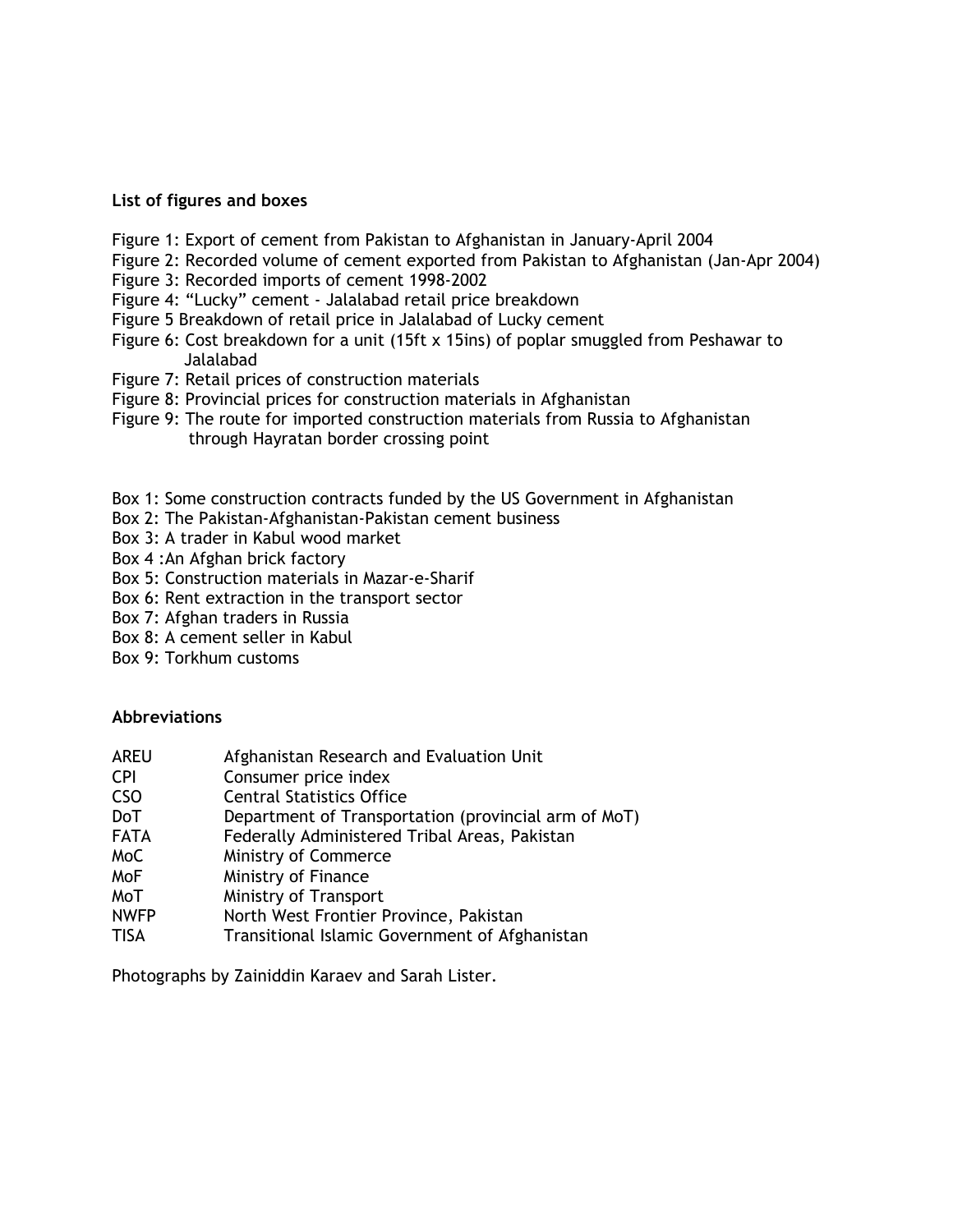**List of figures and boxes**

Figure 1: Export of cement from Pakistan to Afghanistan in January-April 2004
Figure 2: Recorded volume of cement exported from Pakistan to Afghanistan (Jan-Apr 2004)
Figure 3: Recorded imports of cement 1998-2002
Figure 4: "Lucky" cement - Jalalabad retail price breakdown
Figure 5 Breakdown of retail price in Jalalabad of Lucky cement
Figure 6: Cost breakdown for a unit (15ft x 15ins) of poplar smuggled from Peshawar to Jalalabad
Figure 7: Retail prices of construction materials
Figure 8: Provincial prices for construction materials in Afghanistan
Figure 9: The route for imported construction materials from Russia to Afghanistan through Hayratan border crossing point

Box 1: Some construction contracts funded by the US Government in Afghanistan
Box 2: The Pakistan-Afghanistan-Pakistan cement business
Box 3: A trader in Kabul wood market
Box 4 :An Afghan brick factory
Box 5: Construction materials in Mazar-e-Sharif
Box 6: Rent extraction in the transport sector
Box 7: Afghan traders in Russia
Box 8: A cement seller in Kabul
Box 9: Torkhum customs

**Abbreviations**

| | |
|---|---|
| AREU | Afghanistan Research and Evaluation Unit |
| CPI | Consumer price index |
| CSO | Central Statistics Office |
| DoT | Department of Transportation (provincial arm of MoT) |
| FATA | Federally Administered Tribal Areas, Pakistan |
| MoC | Ministry of Commerce |
| MoF | Ministry of Finance |
| MoT | Ministry of Transport |
| NWFP | North West Frontier Province, Pakistan |
| TISA | Transitional Islamic Government of Afghanistan |

Photographs by Zainiddin Karaev and Sarah Lister.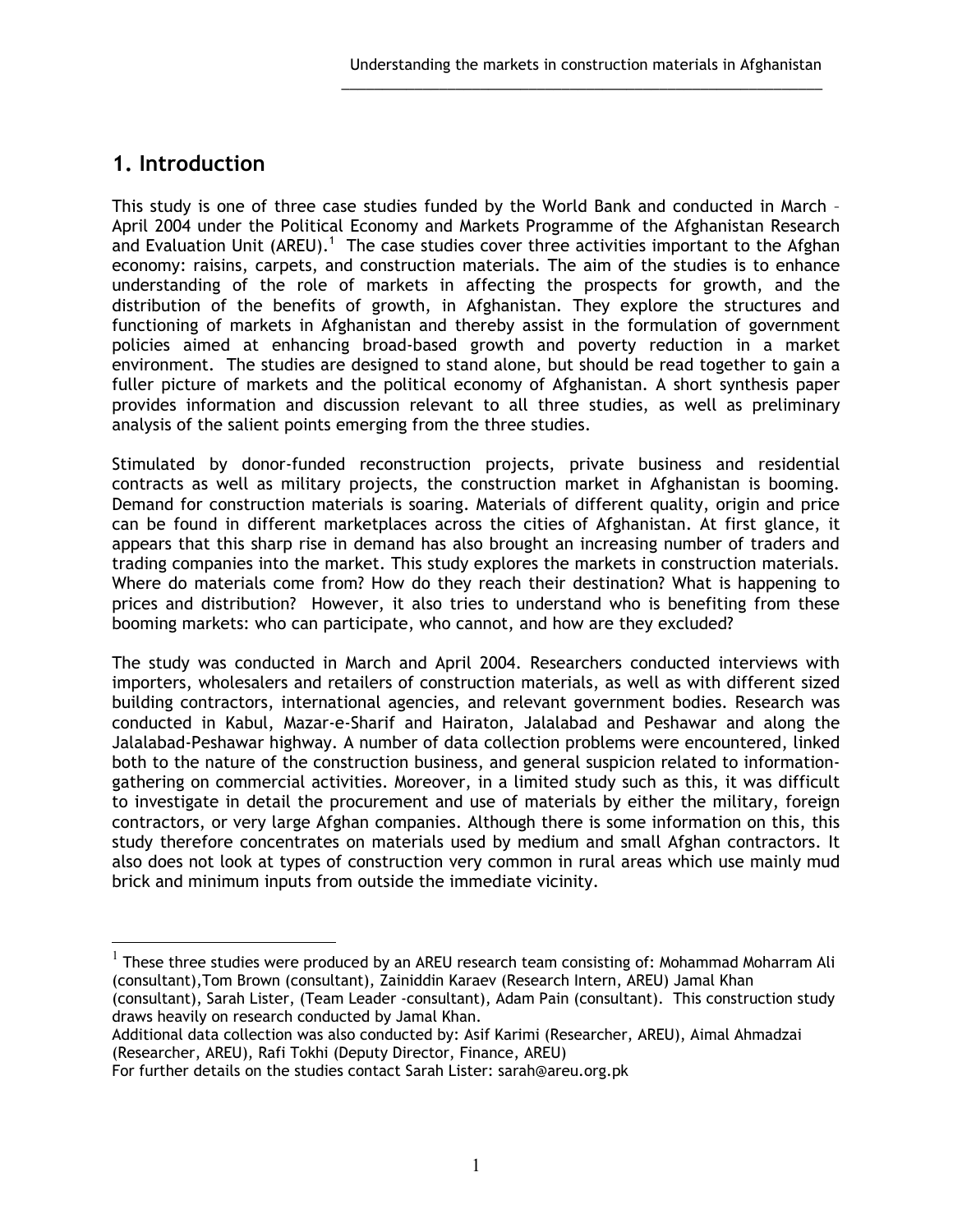# 1. Introduction

This study is one of three case studies funded by the World Bank and conducted in March – April 2004 under the Political Economy and Markets Programme of the Afghanistan Research and Evaluation Unit (AREU).[1] The case studies cover three activities important to the Afghan economy: raisins, carpets, and construction materials. The aim of the studies is to enhance understanding of the role of markets in affecting the prospects for growth, and the distribution of the benefits of growth, in Afghanistan. They explore the structures and functioning of markets in Afghanistan and thereby assist in the formulation of government policies aimed at enhancing broad-based growth and poverty reduction in a market environment. The studies are designed to stand alone, but should be read together to gain a fuller picture of markets and the political economy of Afghanistan. A short synthesis paper provides information and discussion relevant to all three studies, as well as preliminary analysis of the salient points emerging from the three studies.

Stimulated by donor-funded reconstruction projects, private business and residential contracts as well as military projects, the construction market in Afghanistan is booming. Demand for construction materials is soaring. Materials of different quality, origin and price can be found in different marketplaces across the cities of Afghanistan. At first glance, it appears that this sharp rise in demand has also brought an increasing number of traders and trading companies into the market. This study explores the markets in construction materials. Where do materials come from? How do they reach their destination? What is happening to prices and distribution? However, it also tries to understand who is benefiting from these booming markets: who can participate, who cannot, and how are they excluded?

The study was conducted in March and April 2004. Researchers conducted interviews with importers, wholesalers and retailers of construction materials, as well as with different sized building contractors, international agencies, and relevant government bodies. Research was conducted in Kabul, Mazar-e-Sharif and Hairaton, Jalalabad and Peshawar and along the Jalalabad-Peshawar highway. A number of data collection problems were encountered, linked both to the nature of the construction business, and general suspicion related to information-gathering on commercial activities. Moreover, in a limited study such as this, it was difficult to investigate in detail the procurement and use of materials by either the military, foreign contractors, or very large Afghan companies. Although there is some information on this, this study therefore concentrates on materials used by medium and small Afghan contractors. It also does not look at types of construction very common in rural areas which use mainly mud brick and minimum inputs from outside the immediate vicinity.

---

[1] These three studies were produced by an AREU research team consisting of: Mohammad Moharram Ali (consultant),Tom Brown (consultant), Zainiddin Karaev (Research Intern, AREU) Jamal Khan (consultant), Sarah Lister, (Team Leader -consultant), Adam Pain (consultant). This construction study draws heavily on research conducted by Jamal Khan.
Additional data collection was also conducted by: Asif Karimi (Researcher, AREU), Aimal Ahmadzai (Researcher, AREU), Rafi Tokhi (Deputy Director, Finance, AREU)
For further details on the studies contact Sarah Lister: sarah@areu.org.pk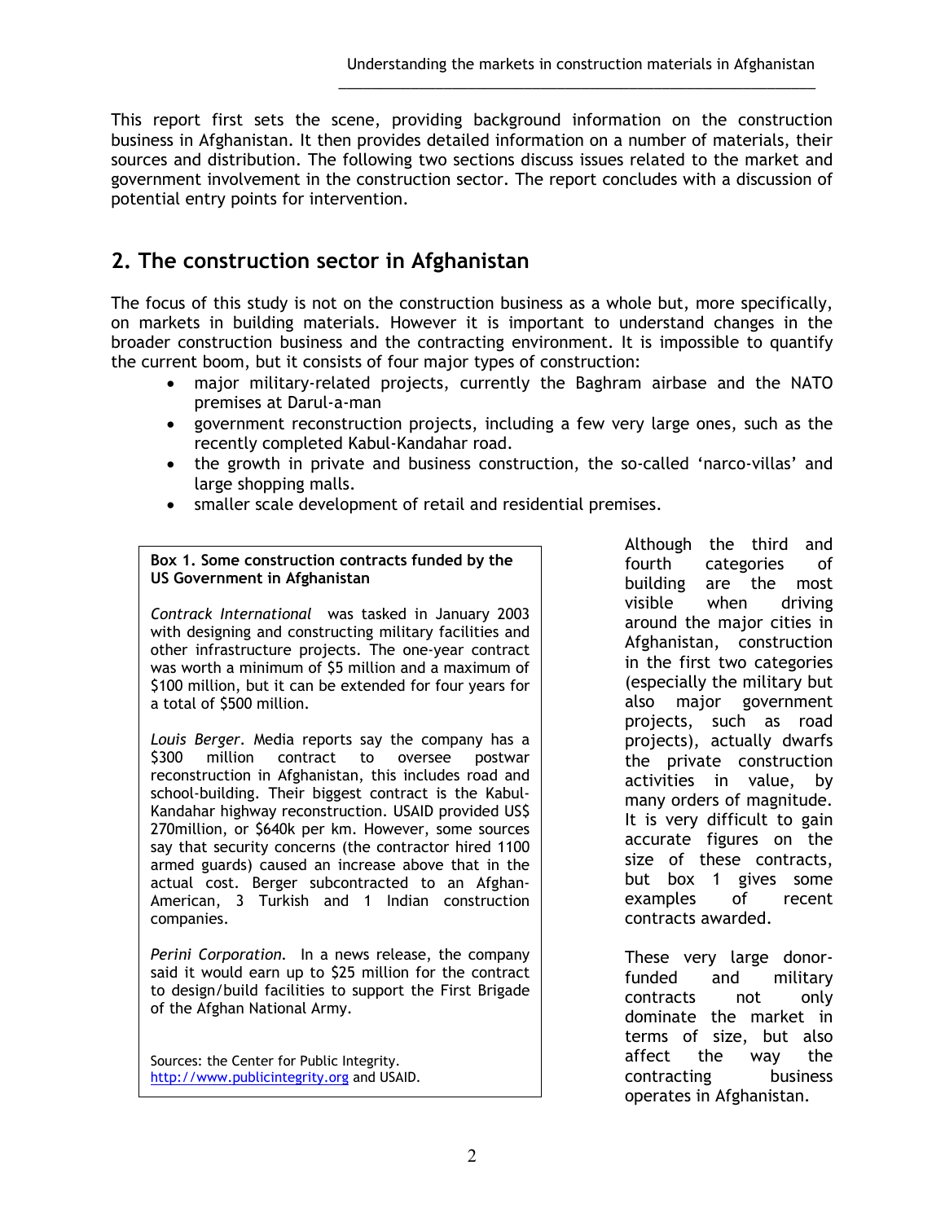This report first sets the scene, providing background information on the construction business in Afghanistan. It then provides detailed information on a number of materials, their sources and distribution. The following two sections discuss issues related to the market and government involvement in the construction sector. The report concludes with a discussion of potential entry points for intervention.

## 2. The construction sector in Afghanistan

The focus of this study is not on the construction business as a whole but, more specifically, on markets in building materials. However it is important to understand changes in the broader construction business and the contracting environment. It is impossible to quantify the current boom, but it consists of four major types of construction:

- major military-related projects, currently the Baghram airbase and the NATO premises at Darul-a-man
- government reconstruction projects, including a few very large ones, such as the recently completed Kabul-Kandahar road.
- the growth in private and business construction, the so-called 'narco-villas' and large shopping malls.
- smaller scale development of retail and residential premises.

Although the third and fourth categories of building are the most visible when driving around the major cities in Afghanistan, construction in the first two categories (especially the military but also major government projects, such as road projects), actually dwarfs the private construction activities in value, by many orders of magnitude. It is very difficult to gain accurate figures on the size of these contracts, but box 1 gives some examples of recent contracts awarded.

These very large donor-funded and military contracts not only dominate the market in terms of size, but also affect the way the contracting business operates in Afghanistan.

> **Box 1. Some construction contracts funded by the US Government in Afghanistan**
>
> *Contrack International* was tasked in January 2003 with designing and constructing military facilities and other infrastructure projects. The one-year contract was worth a minimum of $5 million and a maximum of $100 million, but it can be extended for four years for a total of $500 million.
>
> *Louis Berger*. Media reports say the company has a $300 million contract to oversee postwar reconstruction in Afghanistan, this includes road and school-building. Their biggest contract is the Kabul-Kandahar highway reconstruction. USAID provided US$ 270million, or $640k per km. However, some sources say that security concerns (the contractor hired 1100 armed guards) caused an increase above that in the actual cost. Berger subcontracted to an Afghan-American, 3 Turkish and 1 Indian construction companies.
>
> *Perini Corporation.* In a news release, the company said it would earn up to $25 million for the contract to design/build facilities to support the First Brigade of the Afghan National Army.
>
> Sources: the Center for Public Integrity. http://www.publicintegrity.org and USAID.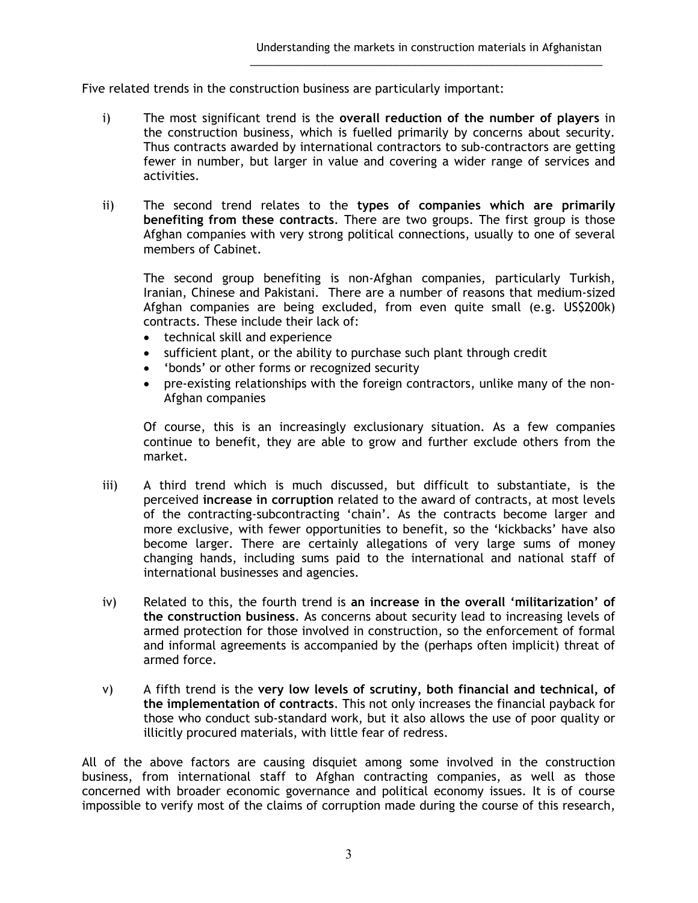Five related trends in the construction business are particularly important:

i) The most significant trend is the **overall reduction of the number of players** in the construction business, which is fuelled primarily by concerns about security. Thus contracts awarded by international contractors to sub-contractors are getting fewer in number, but larger in value and covering a wider range of services and activities.

ii) The second trend relates to the **types of companies which are primarily benefiting from these contracts**. There are two groups. The first group is those Afghan companies with very strong political connections, usually to one of several members of Cabinet.

   The second group benefiting is non-Afghan companies, particularly Turkish, Iranian, Chinese and Pakistani. There are a number of reasons that medium-sized Afghan companies are being excluded, from even quite small (e.g. US$200k) contracts. These include their lack of:
   - technical skill and experience
   - sufficient plant, or the ability to purchase such plant through credit
   - 'bonds' or other forms or recognized security
   - pre-existing relationships with the foreign contractors, unlike many of the non-Afghan companies

   Of course, this is an increasingly exclusionary situation. As a few companies continue to benefit, they are able to grow and further exclude others from the market.

iii) A third trend which is much discussed, but difficult to substantiate, is the perceived **increase in corruption** related to the award of contracts, at most levels of the contracting-subcontracting 'chain'. As the contracts become larger and more exclusive, with fewer opportunities to benefit, so the 'kickbacks' have also become larger. There are certainly allegations of very large sums of money changing hands, including sums paid to the international and national staff of international businesses and agencies.

iv) Related to this, the fourth trend is **an increase in the overall 'militarization' of the construction business**. As concerns about security lead to increasing levels of armed protection for those involved in construction, so the enforcement of formal and informal agreements is accompanied by the (perhaps often implicit) threat of armed force.

v) A fifth trend is the **very low levels of scrutiny, both financial and technical, of the implementation of contracts**. This not only increases the financial payback for those who conduct sub-standard work, but it also allows the use of poor quality or illicitly procured materials, with little fear of redress.

All of the above factors are causing disquiet among some involved in the construction business, from international staff to Afghan contracting companies, as well as those concerned with broader economic governance and political economy issues. It is of course impossible to verify most of the claims of corruption made during the course of this research,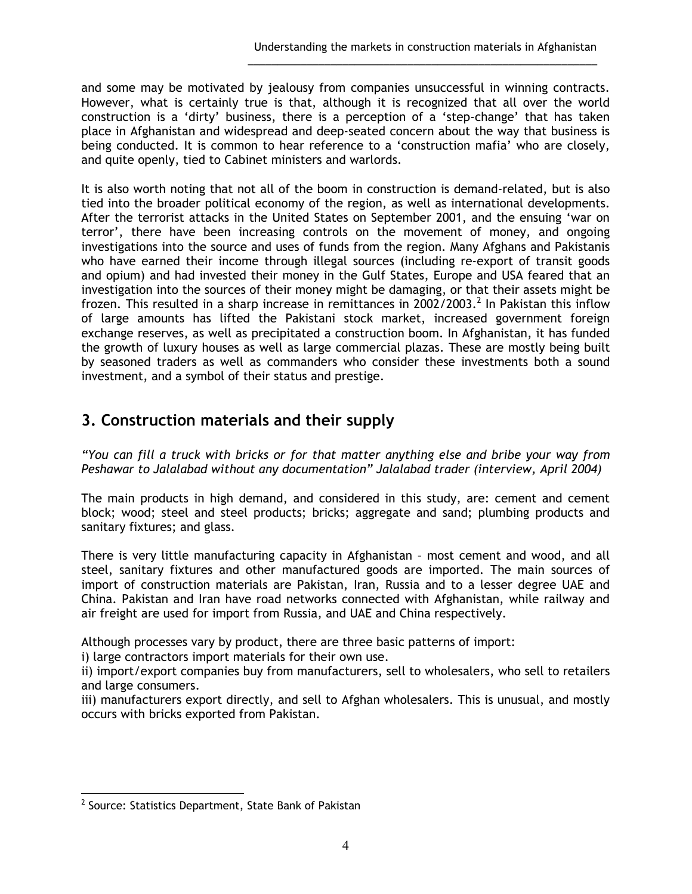and some may be motivated by jealousy from companies unsuccessful in winning contracts. However, what is certainly true is that, although it is recognized that all over the world construction is a 'dirty' business, there is a perception of a 'step-change' that has taken place in Afghanistan and widespread and deep-seated concern about the way that business is being conducted. It is common to hear reference to a 'construction mafia' who are closely, and quite openly, tied to Cabinet ministers and warlords.

It is also worth noting that not all of the boom in construction is demand-related, but is also tied into the broader political economy of the region, as well as international developments. After the terrorist attacks in the United States on September 2001, and the ensuing 'war on terror', there have been increasing controls on the movement of money, and ongoing investigations into the source and uses of funds from the region. Many Afghans and Pakistanis who have earned their income through illegal sources (including re-export of transit goods and opium) and had invested their money in the Gulf States, Europe and USA feared that an investigation into the sources of their money might be damaging, or that their assets might be frozen. This resulted in a sharp increase in remittances in 2002/2003.[2] In Pakistan this inflow of large amounts has lifted the Pakistani stock market, increased government foreign exchange reserves, as well as precipitated a construction boom. In Afghanistan, it has funded the growth of luxury houses as well as large commercial plazas. These are mostly being built by seasoned traders as well as commanders who consider these investments both a sound investment, and a symbol of their status and prestige.

## 3. Construction materials and their supply

*"You can fill a truck with bricks or for that matter anything else and bribe your way from Peshawar to Jalalabad without any documentation" Jalalabad trader (interview, April 2004)*

The main products in high demand, and considered in this study, are: cement and cement block; wood; steel and steel products; bricks; aggregate and sand; plumbing products and sanitary fixtures; and glass.

There is very little manufacturing capacity in Afghanistan – most cement and wood, and all steel, sanitary fixtures and other manufactured goods are imported. The main sources of import of construction materials are Pakistan, Iran, Russia and to a lesser degree UAE and China. Pakistan and Iran have road networks connected with Afghanistan, while railway and air freight are used for import from Russia, and UAE and China respectively.

Although processes vary by product, there are three basic patterns of import:

i) large contractors import materials for their own use.

ii) import/export companies buy from manufacturers, sell to wholesalers, who sell to retailers and large consumers.

iii) manufacturers export directly, and sell to Afghan wholesalers. This is unusual, and mostly occurs with bricks exported from Pakistan.

---

[2] Source: Statistics Department, State Bank of Pakistan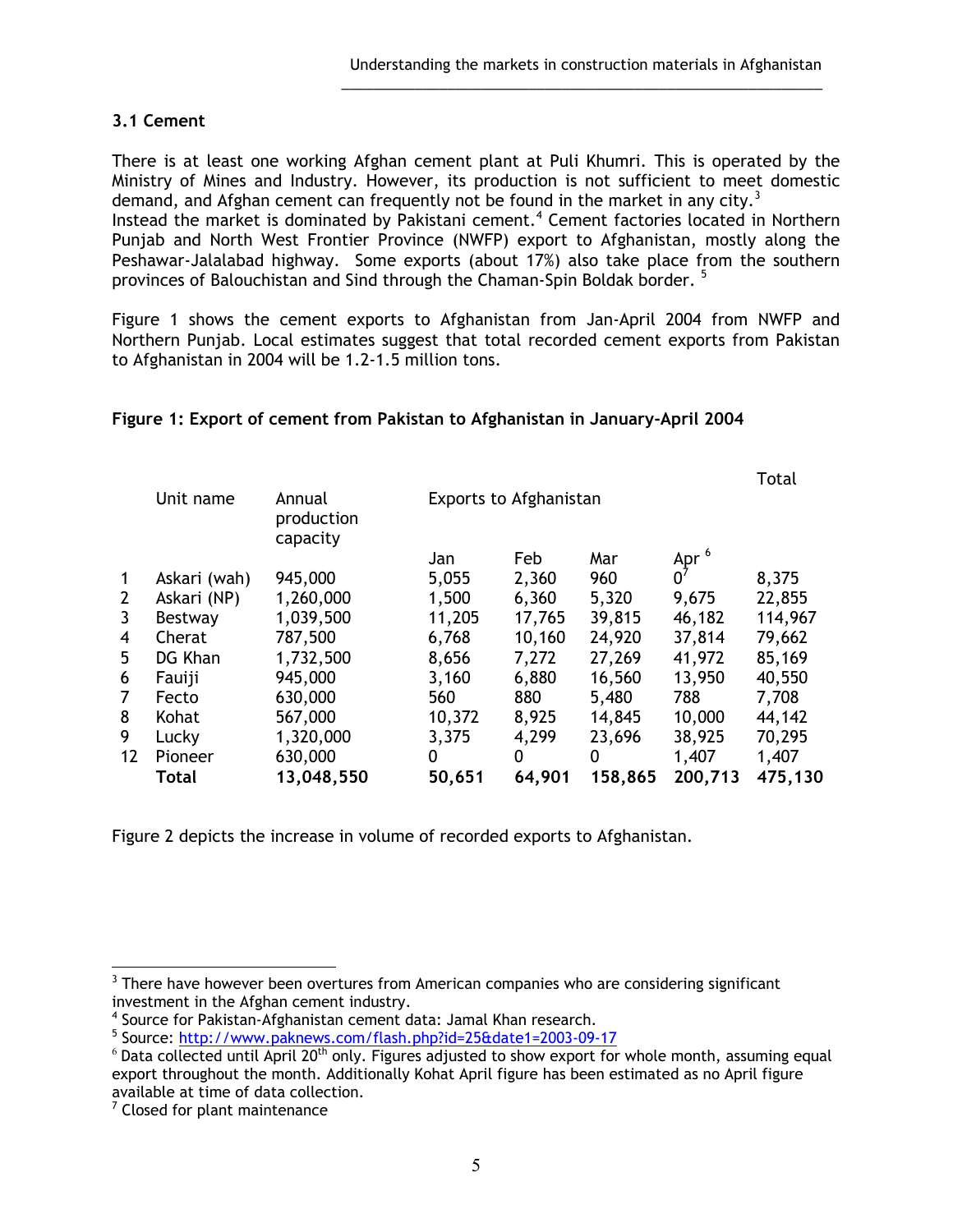## 3.1 Cement

There is at least one working Afghan cement plant at Puli Khumri. This is operated by the Ministry of Mines and Industry. However, its production is not sufficient to meet domestic demand, and Afghan cement can frequently not be found in the market in any city.[3]
Instead the market is dominated by Pakistani cement.[4] Cement factories located in Northern Punjab and North West Frontier Province (NWFP) export to Afghanistan, mostly along the Peshawar-Jalalabad highway. Some exports (about 17%) also take place from the southern provinces of Balouchistan and Sind through the Chaman-Spin Boldak border. [5]

Figure 1 shows the cement exports to Afghanistan from Jan-April 2004 from NWFP and Northern Punjab. Local estimates suggest that total recorded cement exports from Pakistan to Afghanistan in 2004 will be 1.2-1.5 million tons.

**Figure 1: Export of cement from Pakistan to Afghanistan in January-April 2004**

| | Unit name | Annual production capacity | Exports to Afghanistan | | | | Total |
|---|---|---|---|---|---|---|---|
| | | | Jan | Feb | Mar | Apr [6] | |
| 1 | Askari (wah) | 945,000 | 5,055 | 2,360 | 960 | 0[7] | 8,375 |
| 2 | Askari (NP) | 1,260,000 | 1,500 | 6,360 | 5,320 | 9,675 | 22,855 |
| 3 | Bestway | 1,039,500 | 11,205 | 17,765 | 39,815 | 46,182 | 114,967 |
| 4 | Cherat | 787,500 | 6,768 | 10,160 | 24,920 | 37,814 | 79,662 |
| 5 | DG Khan | 1,732,500 | 8,656 | 7,272 | 27,269 | 41,972 | 85,169 |
| 6 | Fauiji | 945,000 | 3,160 | 6,880 | 16,560 | 13,950 | 40,550 |
| 7 | Fecto | 630,000 | 560 | 880 | 5,480 | 788 | 7,708 |
| 8 | Kohat | 567,000 | 10,372 | 8,925 | 14,845 | 10,000 | 44,142 |
| 9 | Lucky | 1,320,000 | 3,375 | 4,299 | 23,696 | 38,925 | 70,295 |
| 12 | Pioneer | 630,000 | 0 | 0 | 0 | 1,407 | 1,407 |
| | **Total** | **13,048,550** | **50,651** | **64,901** | **158,865** | **200,713** | **475,130** |

Figure 2 depicts the increase in volume of recorded exports to Afghanistan.

---

[3] There have however been overtures from American companies who are considering significant investment in the Afghan cement industry.
[4] Source for Pakistan-Afghanistan cement data: Jamal Khan research.
[5] Source: http://www.paknews.com/flash.php?id=25&date1=2003-09-17
[6] Data collected until April 20th only. Figures adjusted to show export for whole month, assuming equal export throughout the month. Additionally Kohat April figure has been estimated as no April figure available at time of data collection.
[7] Closed for plant maintenance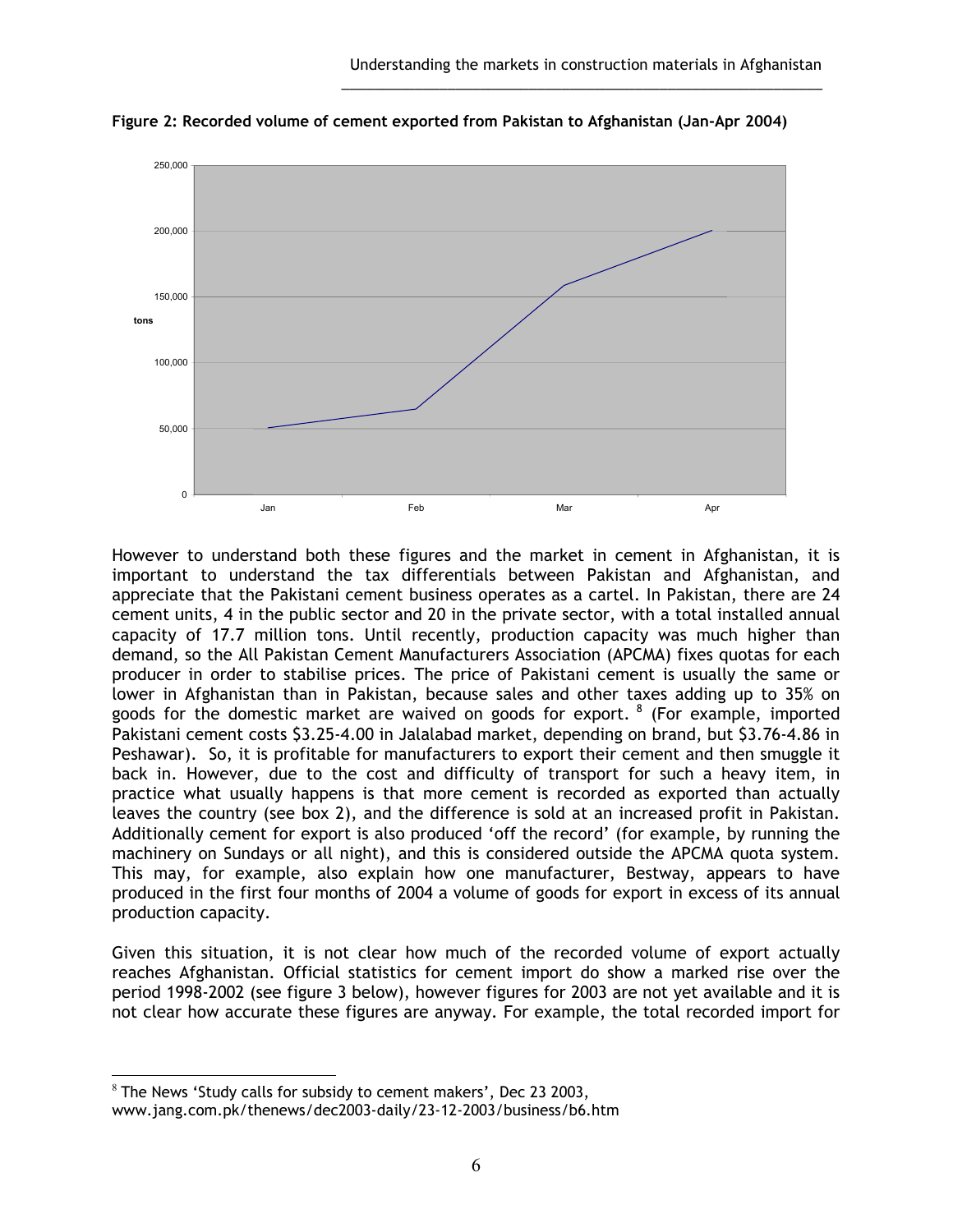**Figure 2: Recorded volume of cement exported from Pakistan to Afghanistan (Jan-Apr 2004)**

However to understand both these figures and the market in cement in Afghanistan, it is important to understand the tax differentials between Pakistan and Afghanistan, and appreciate that the Pakistani cement business operates as a cartel. In Pakistan, there are 24 cement units, 4 in the public sector and 20 in the private sector, with a total installed annual capacity of 17.7 million tons. Until recently, production capacity was much higher than demand, so the All Pakistan Cement Manufacturers Association (APCMA) fixes quotas for each producer in order to stabilise prices. The price of Pakistani cement is usually the same or lower in Afghanistan than in Pakistan, because sales and other taxes adding up to 35% on goods for the domestic market are waived on goods for export. [8] (For example, imported Pakistani cement costs $3.25-4.00 in Jalalabad market, depending on brand, but $3.76-4.86 in Peshawar). So, it is profitable for manufacturers to export their cement and then smuggle it back in. However, due to the cost and difficulty of transport for such a heavy item, in practice what usually happens is that more cement is recorded as exported than actually leaves the country (see box 2), and the difference is sold at an increased profit in Pakistan. Additionally cement for export is also produced 'off the record' (for example, by running the machinery on Sundays or all night), and this is considered outside the APCMA quota system. This may, for example, also explain how one manufacturer, Bestway, appears to have produced in the first four months of 2004 a volume of goods for export in excess of its annual production capacity.

Given this situation, it is not clear how much of the recorded volume of export actually reaches Afghanistan. Official statistics for cement import do show a marked rise over the period 1998-2002 (see figure 3 below), however figures for 2003 are not yet available and it is not clear how accurate these figures are anyway. For example, the total recorded import for

---

[8] The News 'Study calls for subsidy to cement makers', Dec 23 2003, www.jang.com.pk/thenews/dec2003-daily/23-12-2003/business/b6.htm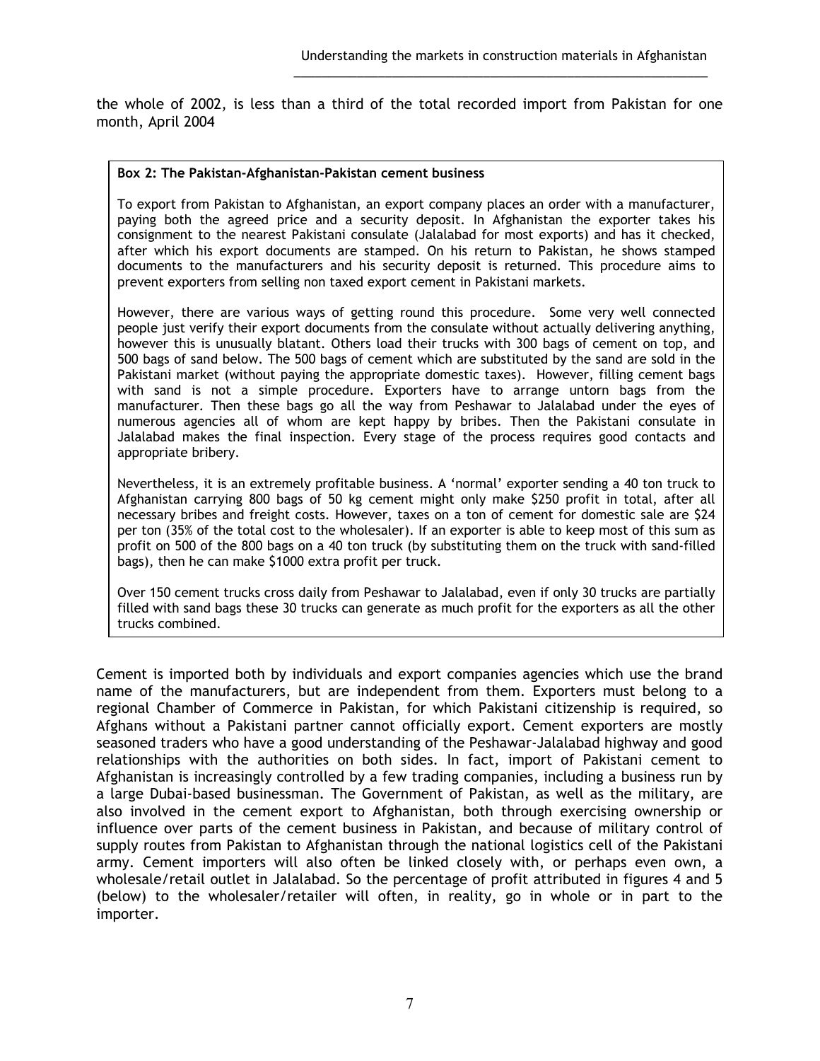the whole of 2002, is less than a third of the total recorded import from Pakistan for one month, April 2004

> **Box 2: The Pakistan-Afghanistan-Pakistan cement business**
>
> To export from Pakistan to Afghanistan, an export company places an order with a manufacturer, paying both the agreed price and a security deposit. In Afghanistan the exporter takes his consignment to the nearest Pakistani consulate (Jalalabad for most exports) and has it checked, after which his export documents are stamped. On his return to Pakistan, he shows stamped documents to the manufacturers and his security deposit is returned. This procedure aims to prevent exporters from selling non taxed export cement in Pakistani markets.
>
> However, there are various ways of getting round this procedure. Some very well connected people just verify their export documents from the consulate without actually delivering anything, however this is unusually blatant. Others load their trucks with 300 bags of cement on top, and 500 bags of sand below. The 500 bags of cement which are substituted by the sand are sold in the Pakistani market (without paying the appropriate domestic taxes). However, filling cement bags with sand is not a simple procedure. Exporters have to arrange untorn bags from the manufacturer. Then these bags go all the way from Peshawar to Jalalabad under the eyes of numerous agencies all of whom are kept happy by bribes. Then the Pakistani consulate in Jalalabad makes the final inspection. Every stage of the process requires good contacts and appropriate bribery.
>
> Nevertheless, it is an extremely profitable business. A 'normal' exporter sending a 40 ton truck to Afghanistan carrying 800 bags of 50 kg cement might only make $250 profit in total, after all necessary bribes and freight costs. However, taxes on a ton of cement for domestic sale are $24 per ton (35% of the total cost to the wholesaler). If an exporter is able to keep most of this sum as profit on 500 of the 800 bags on a 40 ton truck (by substituting them on the truck with sand-filled bags), then he can make $1000 extra profit per truck.
>
> Over 150 cement trucks cross daily from Peshawar to Jalalabad, even if only 30 trucks are partially filled with sand bags these 30 trucks can generate as much profit for the exporters as all the other trucks combined.

Cement is imported both by individuals and export companies agencies which use the brand name of the manufacturers, but are independent from them. Exporters must belong to a regional Chamber of Commerce in Pakistan, for which Pakistani citizenship is required, so Afghans without a Pakistani partner cannot officially export. Cement exporters are mostly seasoned traders who have a good understanding of the Peshawar-Jalalabad highway and good relationships with the authorities on both sides. In fact, import of Pakistani cement to Afghanistan is increasingly controlled by a few trading companies, including a business run by a large Dubai-based businessman. The Government of Pakistan, as well as the military, are also involved in the cement export to Afghanistan, both through exercising ownership or influence over parts of the cement business in Pakistan, and because of military control of supply routes from Pakistan to Afghanistan through the national logistics cell of the Pakistani army. Cement importers will also often be linked closely with, or perhaps even own, a wholesale/retail outlet in Jalalabad. So the percentage of profit attributed in figures 4 and 5 (below) to the wholesaler/retailer will often, in reality, go in whole or in part to the importer.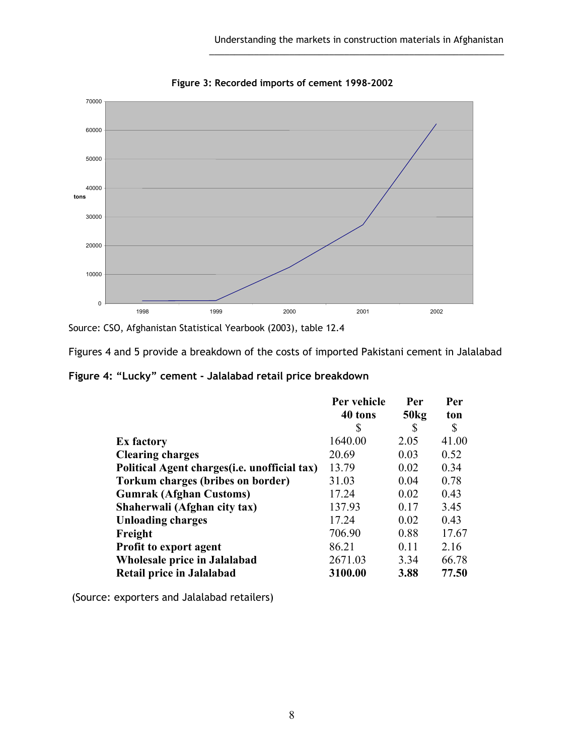**Figure 3: Recorded imports of cement 1998-2002**

Source: CSO, Afghanistan Statistical Yearbook (2003), table 12.4

Figures 4 and 5 provide a breakdown of the costs of imported Pakistani cement in Jalalabad

**Figure 4: "Lucky" cement - Jalalabad retail price breakdown**

| | Per vehicle 40 tons $ | Per 50kg $ | Per ton $ |
|---|---|---|---|
| **Ex factory** | 1640.00 | 2.05 | 41.00 |
| **Clearing charges** | 20.69 | 0.03 | 0.52 |
| **Political Agent charges(i.e. unofficial tax)** | 13.79 | 0.02 | 0.34 |
| **Torkum charges (bribes on border)** | 31.03 | 0.04 | 0.78 |
| **Gumrak (Afghan Customs)** | 17.24 | 0.02 | 0.43 |
| **Shaherwali (Afghan city tax)** | 137.93 | 0.17 | 3.45 |
| **Unloading charges** | 17.24 | 0.02 | 0.43 |
| **Freight** | 706.90 | 0.88 | 17.67 |
| **Profit to export agent** | 86.21 | 0.11 | 2.16 |
| **Wholesale price in Jalalabad** | 2671.03 | 3.34 | 66.78 |
| **Retail price in Jalalabad** | **3100.00** | **3.88** | **77.50** |

(Source: exporters and Jalalabad retailers)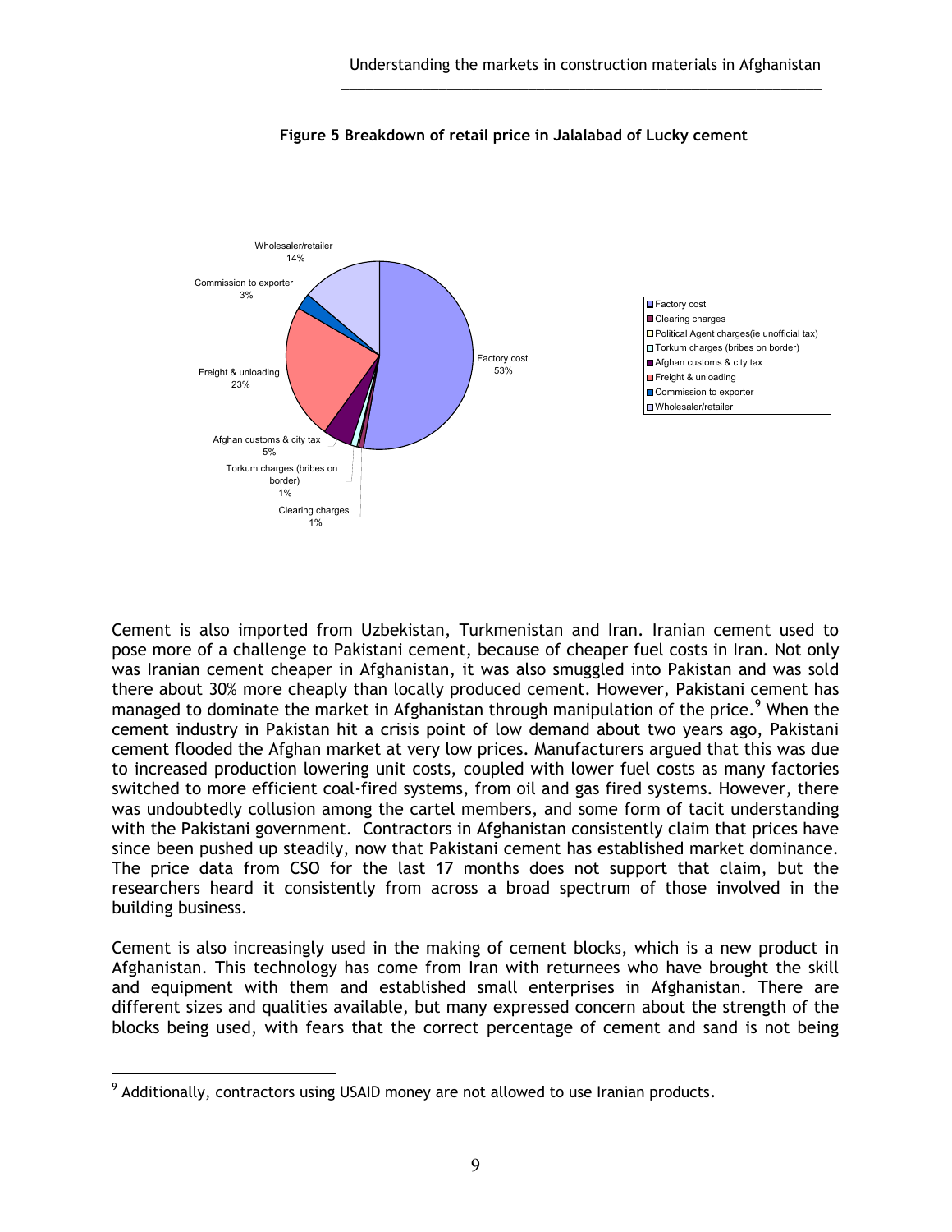**Figure 5 Breakdown of retail price in Jalalabad of Lucky cement**

| Component | Share |
|---|---|
| Factory cost | 53% |
| Clearing charges | 1% |
| Political Agent charges(ie unofficial tax) | |
| Torkum charges (bribes on border) | 1% |
| Afghan customs & city tax | 5% |
| Freight & unloading | 23% |
| Commission to exporter | 3% |
| Wholesaler/retailer | 14% |

Cement is also imported from Uzbekistan, Turkmenistan and Iran. Iranian cement used to pose more of a challenge to Pakistani cement, because of cheaper fuel costs in Iran. Not only was Iranian cement cheaper in Afghanistan, it was also smuggled into Pakistan and was sold there about 30% more cheaply than locally produced cement. However, Pakistani cement has managed to dominate the market in Afghanistan through manipulation of the price.[9] When the cement industry in Pakistan hit a crisis point of low demand about two years ago, Pakistani cement flooded the Afghan market at very low prices. Manufacturers argued that this was due to increased production lowering unit costs, coupled with lower fuel costs as many factories switched to more efficient coal-fired systems, from oil and gas fired systems. However, there was undoubtedly collusion among the cartel members, and some form of tacit understanding with the Pakistani government. Contractors in Afghanistan consistently claim that prices have since been pushed up steadily, now that Pakistani cement has established market dominance. The price data from CSO for the last 17 months does not support that claim, but the researchers heard it consistently from across a broad spectrum of those involved in the building business.

Cement is also increasingly used in the making of cement blocks, which is a new product in Afghanistan. This technology has come from Iran with returnees who have brought the skill and equipment with them and established small enterprises in Afghanistan. There are different sizes and qualities available, but many expressed concern about the strength of the blocks being used, with fears that the correct percentage of cement and sand is not being

---

[9] Additionally, contractors using USAID money are not allowed to use Iranian products.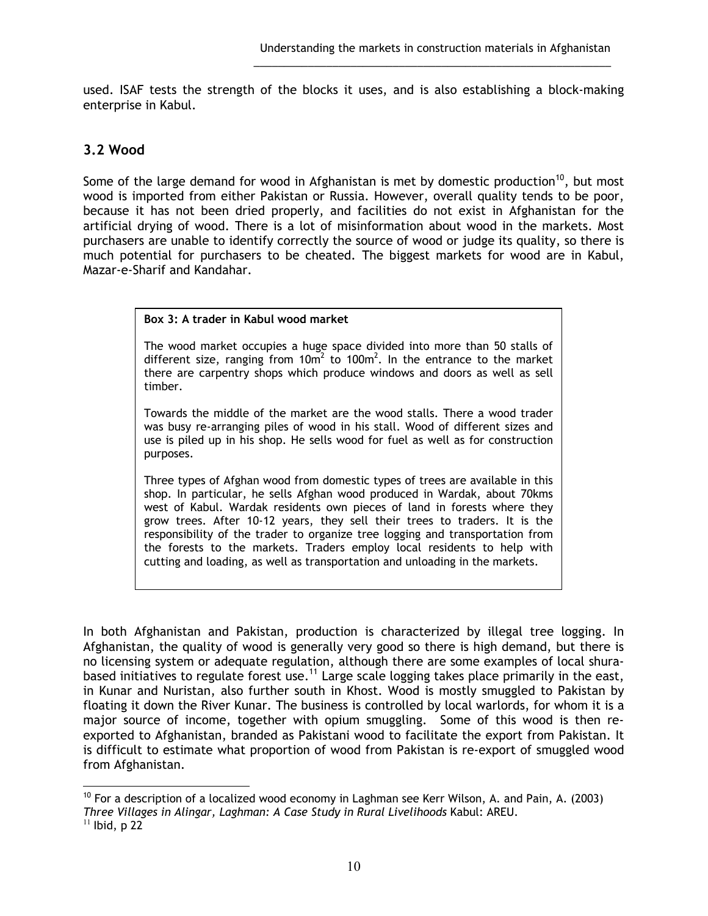used. ISAF tests the strength of the blocks it uses, and is also establishing a block-making enterprise in Kabul.

## 3.2 Wood

Some of the large demand for wood in Afghanistan is met by domestic production[10], but most wood is imported from either Pakistan or Russia. However, overall quality tends to be poor, because it has not been dried properly, and facilities do not exist in Afghanistan for the artificial drying of wood. There is a lot of misinformation about wood in the markets. Most purchasers are unable to identify correctly the source of wood or judge its quality, so there is much potential for purchasers to be cheated. The biggest markets for wood are in Kabul, Mazar-e-Sharif and Kandahar.

> **Box 3: A trader in Kabul wood market**
>
> The wood market occupies a huge space divided into more than 50 stalls of different size, ranging from $10m^2$ to $100m^2$. In the entrance to the market there are carpentry shops which produce windows and doors as well as sell timber.
>
> Towards the middle of the market are the wood stalls. There a wood trader was busy re-arranging piles of wood in his stall. Wood of different sizes and use is piled up in his shop. He sells wood for fuel as well as for construction purposes.
>
> Three types of Afghan wood from domestic types of trees are available in this shop. In particular, he sells Afghan wood produced in Wardak, about 70kms west of Kabul. Wardak residents own pieces of land in forests where they grow trees. After 10-12 years, they sell their trees to traders. It is the responsibility of the trader to organize tree logging and transportation from the forests to the markets. Traders employ local residents to help with cutting and loading, as well as transportation and unloading in the markets.

In both Afghanistan and Pakistan, production is characterized by illegal tree logging. In Afghanistan, the quality of wood is generally very good so there is high demand, but there is no licensing system or adequate regulation, although there are some examples of local shura-based initiatives to regulate forest use.[11] Large scale logging takes place primarily in the east, in Kunar and Nuristan, also further south in Khost. Wood is mostly smuggled to Pakistan by floating it down the River Kunar. The business is controlled by local warlords, for whom it is a major source of income, together with opium smuggling. Some of this wood is then re-exported to Afghanistan, branded as Pakistani wood to facilitate the export from Pakistan. It is difficult to estimate what proportion of wood from Pakistan is re-export of smuggled wood from Afghanistan.

---

[10] For a description of a localized wood economy in Laghman see Kerr Wilson, A. and Pain, A. (2003) *Three Villages in Alingar, Laghman: A Case Study in Rural Livelihoods* Kabul: AREU.

[11] Ibid, p 22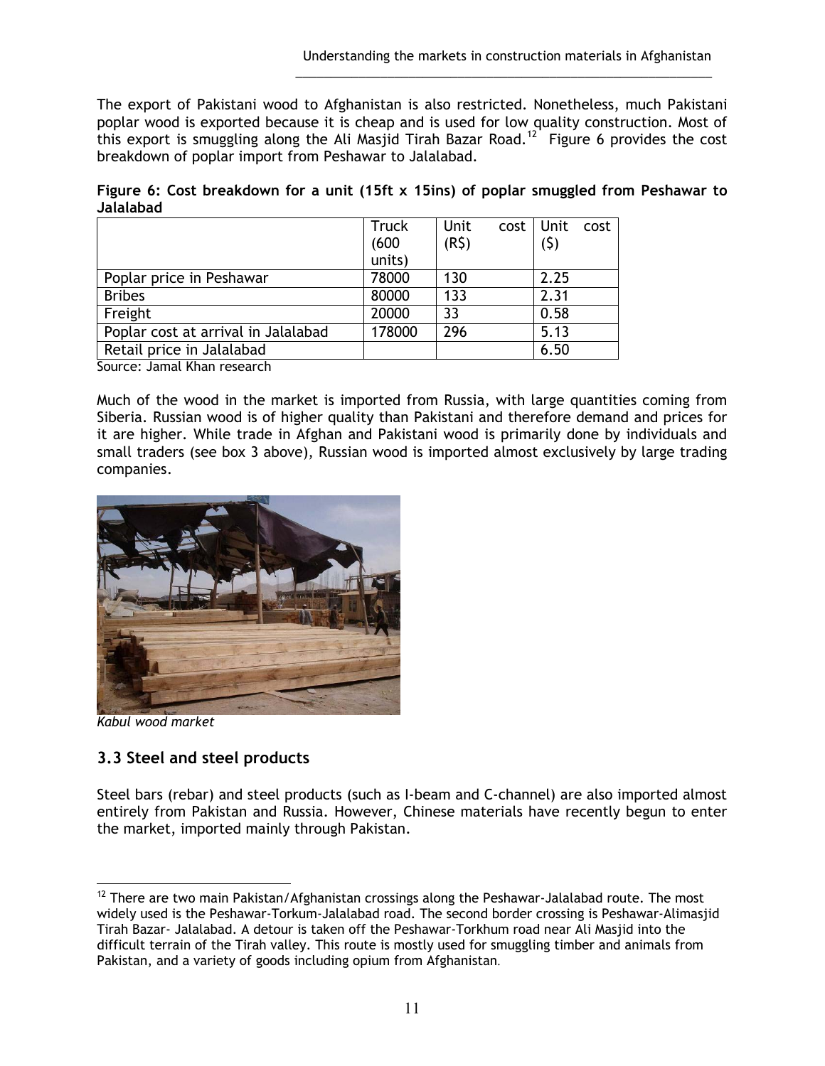The export of Pakistani wood to Afghanistan is also restricted. Nonetheless, much Pakistani poplar wood is exported because it is cheap and is used for low quality construction. Most of this export is smuggling along the Ali Masjid Tirah Bazar Road.[12] Figure 6 provides the cost breakdown of poplar import from Peshawar to Jalalabad.

**Figure 6: Cost breakdown for a unit (15ft x 15ins) of poplar smuggled from Peshawar to Jalalabad**

| | Truck (600 units) | Unit cost (R$) | Unit cost ($) |
|---|---|---|---|
| Poplar price in Peshawar | 78000 | 130 | 2.25 |
| Bribes | 80000 | 133 | 2.31 |
| Freight | 20000 | 33 | 0.58 |
| Poplar cost at arrival in Jalalabad | 178000 | 296 | 5.13 |
| Retail price in Jalalabad | | | 6.50 |

Source: Jamal Khan research

Much of the wood in the market is imported from Russia, with large quantities coming from Siberia. Russian wood is of higher quality than Pakistani and therefore demand and prices for it are higher. While trade in Afghan and Pakistani wood is primarily done by individuals and small traders (see box 3 above), Russian wood is imported almost exclusively by large trading companies.

*Kabul wood market*

## 3.3 Steel and steel products

Steel bars (rebar) and steel products (such as I-beam and C-channel) are also imported almost entirely from Pakistan and Russia. However, Chinese materials have recently begun to enter the market, imported mainly through Pakistan.

[12] There are two main Pakistan/Afghanistan crossings along the Peshawar-Jalalabad route. The most widely used is the Peshawar-Torkum-Jalalabad road. The second border crossing is Peshawar-Alimasjid Tirah Bazar- Jalalabad. A detour is taken off the Peshawar-Torkhum road near Ali Masjid into the difficult terrain of the Tirah valley. This route is mostly used for smuggling timber and animals from Pakistan, and a variety of goods including opium from Afghanistan.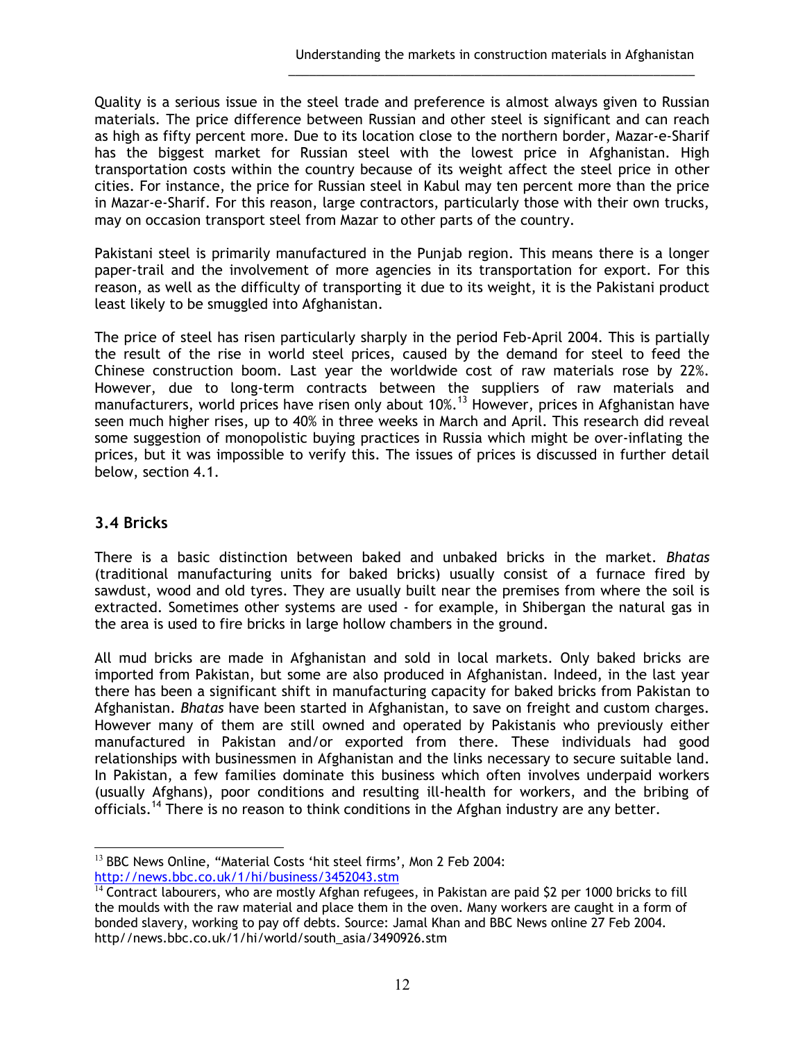Quality is a serious issue in the steel trade and preference is almost always given to Russian materials. The price difference between Russian and other steel is significant and can reach as high as fifty percent more. Due to its location close to the northern border, Mazar-e-Sharif has the biggest market for Russian steel with the lowest price in Afghanistan. High transportation costs within the country because of its weight affect the steel price in other cities. For instance, the price for Russian steel in Kabul may ten percent more than the price in Mazar-e-Sharif. For this reason, large contractors, particularly those with their own trucks, may on occasion transport steel from Mazar to other parts of the country.

Pakistani steel is primarily manufactured in the Punjab region. This means there is a longer paper-trail and the involvement of more agencies in its transportation for export. For this reason, as well as the difficulty of transporting it due to its weight, it is the Pakistani product least likely to be smuggled into Afghanistan.

The price of steel has risen particularly sharply in the period Feb-April 2004. This is partially the result of the rise in world steel prices, caused by the demand for steel to feed the Chinese construction boom. Last year the worldwide cost of raw materials rose by 22%. However, due to long-term contracts between the suppliers of raw materials and manufacturers, world prices have risen only about 10%.[13] However, prices in Afghanistan have seen much higher rises, up to 40% in three weeks in March and April. This research did reveal some suggestion of monopolistic buying practices in Russia which might be over-inflating the prices, but it was impossible to verify this. The issues of prices is discussed in further detail below, section 4.1.

### 3.4 Bricks

There is a basic distinction between baked and unbaked bricks in the market. *Bhatas* (traditional manufacturing units for baked bricks) usually consist of a furnace fired by sawdust, wood and old tyres. They are usually built near the premises from where the soil is extracted. Sometimes other systems are used - for example, in Shibergan the natural gas in the area is used to fire bricks in large hollow chambers in the ground.

All mud bricks are made in Afghanistan and sold in local markets. Only baked bricks are imported from Pakistan, but some are also produced in Afghanistan. Indeed, in the last year there has been a significant shift in manufacturing capacity for baked bricks from Pakistan to Afghanistan. *Bhatas* have been started in Afghanistan, to save on freight and custom charges. However many of them are still owned and operated by Pakistanis who previously either manufactured in Pakistan and/or exported from there. These individuals had good relationships with businessmen in Afghanistan and the links necessary to secure suitable land. In Pakistan, a few families dominate this business which often involves underpaid workers (usually Afghans), poor conditions and resulting ill-health for workers, and the bribing of officials.[14] There is no reason to think conditions in the Afghan industry are any better.

---

[13] BBC News Online, "Material Costs 'hit steel firms', Mon 2 Feb 2004: http://news.bbc.co.uk/1/hi/business/3452043.stm

[14] Contract labourers, who are mostly Afghan refugees, in Pakistan are paid $2 per 1000 bricks to fill the moulds with the raw material and place them in the oven. Many workers are caught in a form of bonded slavery, working to pay off debts. Source: Jamal Khan and BBC News online 27 Feb 2004. http//news.bbc.co.uk/1/hi/world/south_asia/3490926.stm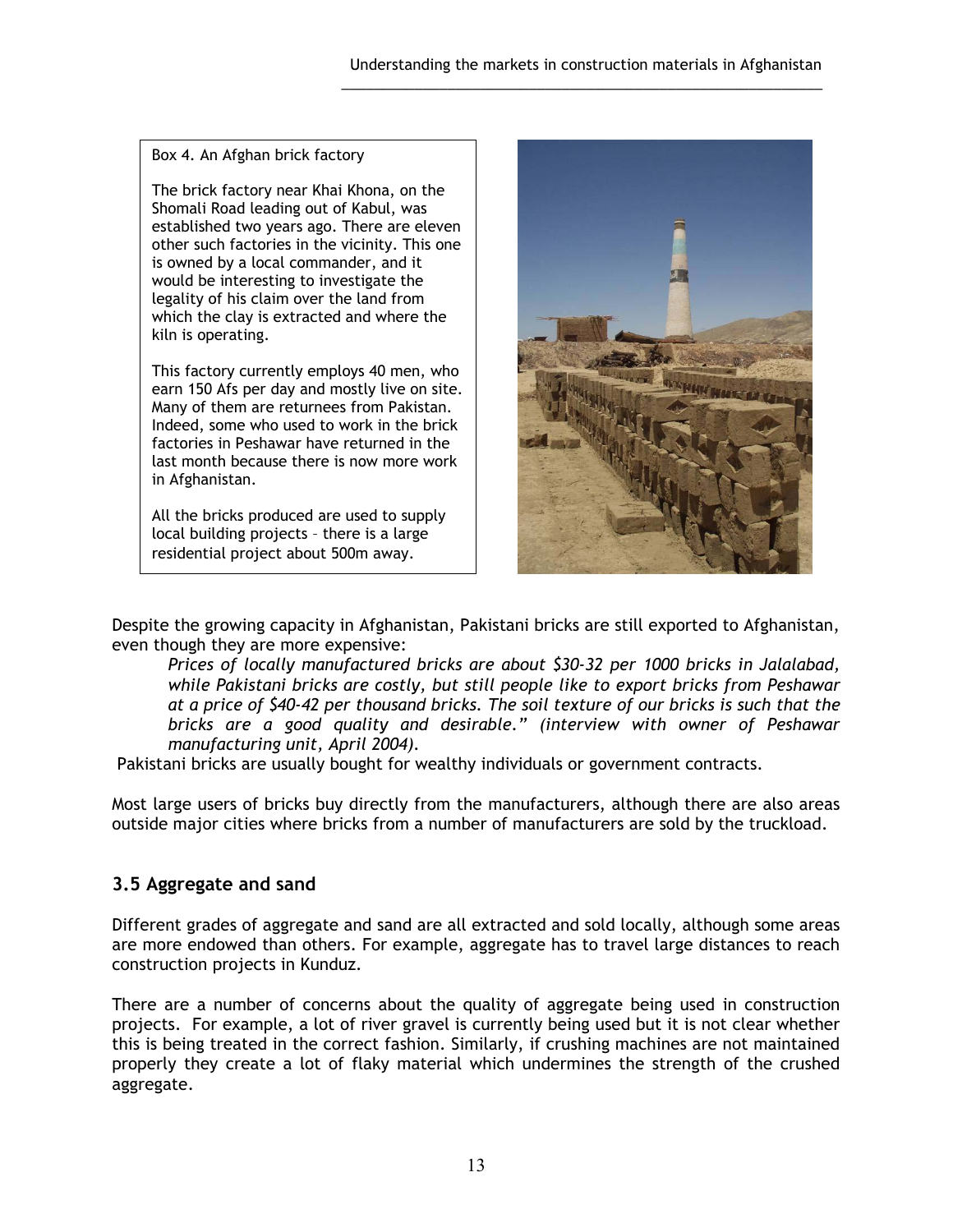Box 4. An Afghan brick factory

The brick factory near Khai Khona, on the Shomali Road leading out of Kabul, was established two years ago. There are eleven other such factories in the vicinity. This one is owned by a local commander, and it would be interesting to investigate the legality of his claim over the land from which the clay is extracted and where the kiln is operating.

This factory currently employs 40 men, who earn 150 Afs per day and mostly live on site. Many of them are returnees from Pakistan. Indeed, some who used to work in the brick factories in Peshawar have returned in the last month because there is now more work in Afghanistan.

All the bricks produced are used to supply local building projects – there is a large residential project about 500m away.

Despite the growing capacity in Afghanistan, Pakistani bricks are still exported to Afghanistan, even though they are more expensive:

> *Prices of locally manufactured bricks are about $30-32 per 1000 bricks in Jalalabad, while Pakistani bricks are costly, but still people like to export bricks from Peshawar at a price of $40-42 per thousand bricks. The soil texture of our bricks is such that the bricks are a good quality and desirable." (interview with owner of Peshawar manufacturing unit, April 2004).*

Pakistani bricks are usually bought for wealthy individuals or government contracts.

Most large users of bricks buy directly from the manufacturers, although there are also areas outside major cities where bricks from a number of manufacturers are sold by the truckload.

## 3.5 Aggregate and sand

Different grades of aggregate and sand are all extracted and sold locally, although some areas are more endowed than others. For example, aggregate has to travel large distances to reach construction projects in Kunduz.

There are a number of concerns about the quality of aggregate being used in construction projects. For example, a lot of river gravel is currently being used but it is not clear whether this is being treated in the correct fashion. Similarly, if crushing machines are not maintained properly they create a lot of flaky material which undermines the strength of the crushed aggregate.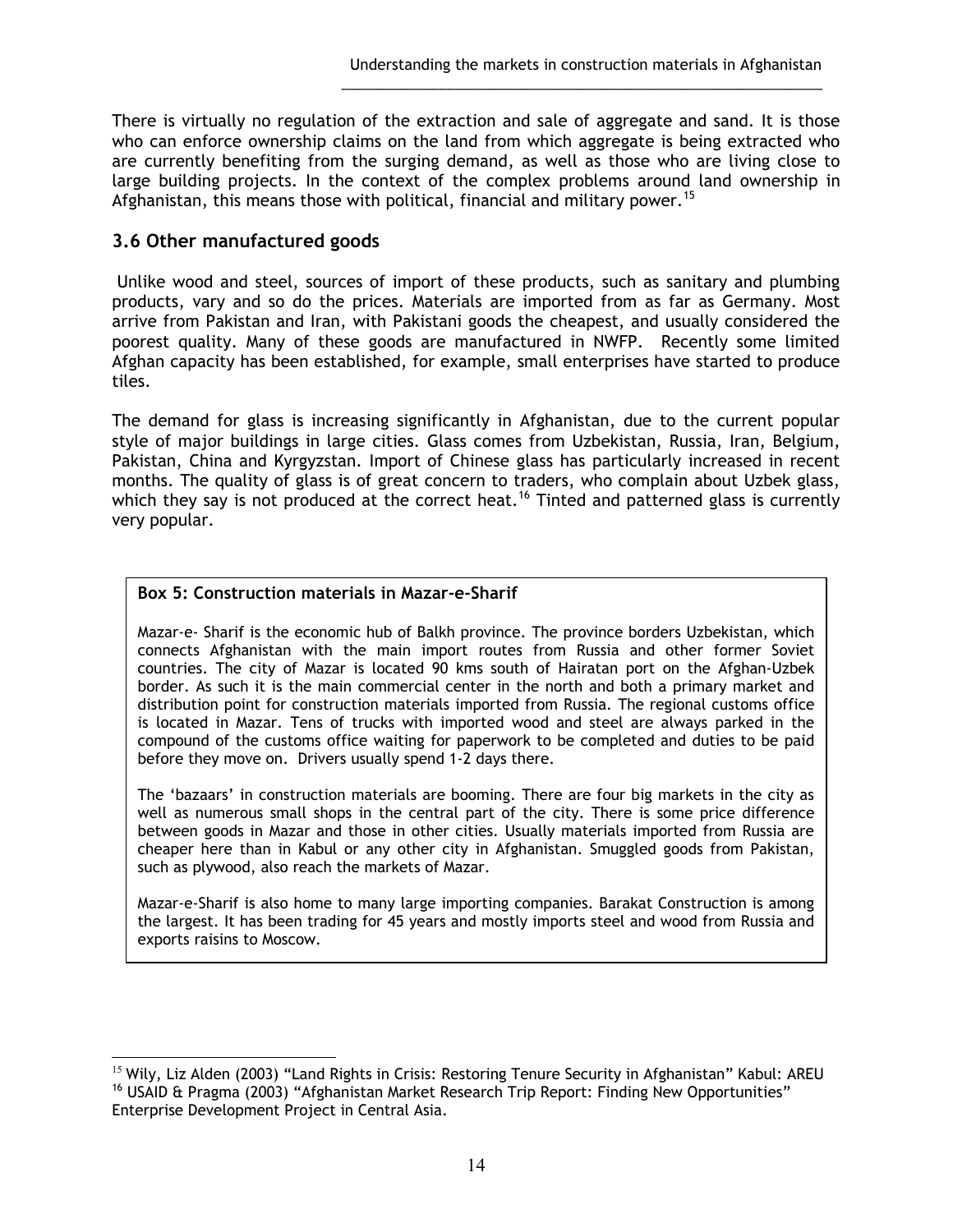There is virtually no regulation of the extraction and sale of aggregate and sand. It is those who can enforce ownership claims on the land from which aggregate is being extracted who are currently benefiting from the surging demand, as well as those who are living close to large building projects. In the context of the complex problems around land ownership in Afghanistan, this means those with political, financial and military power.[15]

## 3.6 Other manufactured goods

Unlike wood and steel, sources of import of these products, such as sanitary and plumbing products, vary and so do the prices. Materials are imported from as far as Germany. Most arrive from Pakistan and Iran, with Pakistani goods the cheapest, and usually considered the poorest quality. Many of these goods are manufactured in NWFP. Recently some limited Afghan capacity has been established, for example, small enterprises have started to produce tiles.

The demand for glass is increasing significantly in Afghanistan, due to the current popular style of major buildings in large cities. Glass comes from Uzbekistan, Russia, Iran, Belgium, Pakistan, China and Kyrgyzstan. Import of Chinese glass has particularly increased in recent months. The quality of glass is of great concern to traders, who complain about Uzbek glass, which they say is not produced at the correct heat.[16] Tinted and patterned glass is currently very popular.

**Box 5: Construction materials in Mazar-e-Sharif**

Mazar-e- Sharif is the economic hub of Balkh province. The province borders Uzbekistan, which connects Afghanistan with the main import routes from Russia and other former Soviet countries. The city of Mazar is located 90 kms south of Hairatan port on the Afghan-Uzbek border. As such it is the main commercial center in the north and both a primary market and distribution point for construction materials imported from Russia. The regional customs office is located in Mazar. Tens of trucks with imported wood and steel are always parked in the compound of the customs office waiting for paperwork to be completed and duties to be paid before they move on. Drivers usually spend 1-2 days there.

The 'bazaars' in construction materials are booming. There are four big markets in the city as well as numerous small shops in the central part of the city. There is some price difference between goods in Mazar and those in other cities. Usually materials imported from Russia are cheaper here than in Kabul or any other city in Afghanistan. Smuggled goods from Pakistan, such as plywood, also reach the markets of Mazar.

Mazar-e-Sharif is also home to many large importing companies. Barakat Construction is among the largest. It has been trading for 45 years and mostly imports steel and wood from Russia and exports raisins to Moscow.

---

[15] Wily, Liz Alden (2003) "Land Rights in Crisis: Restoring Tenure Security in Afghanistan" Kabul: AREU

[16] USAID & Pragma (2003) "Afghanistan Market Research Trip Report: Finding New Opportunities" Enterprise Development Project in Central Asia.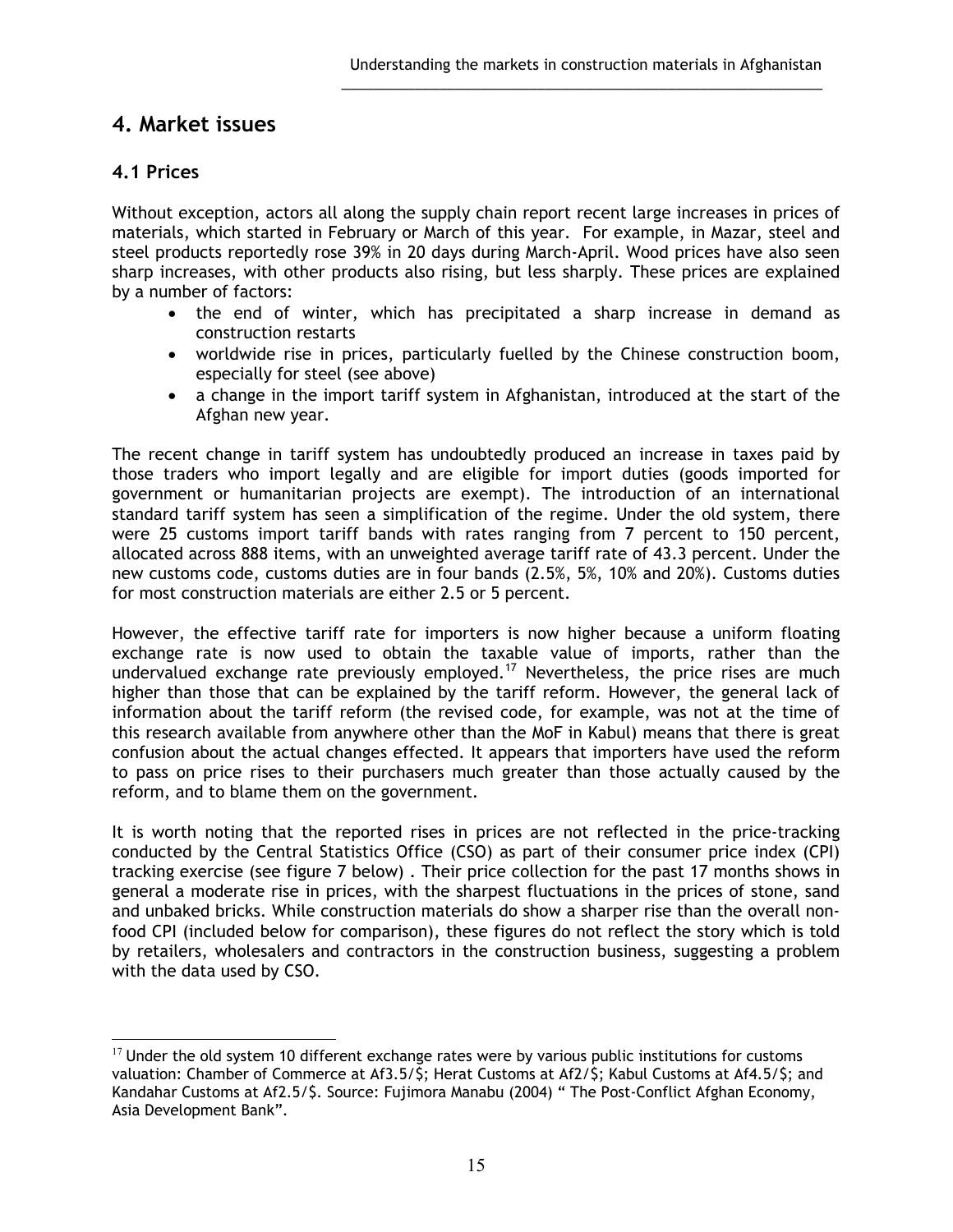# 4. Market issues

## 4.1 Prices

Without exception, actors all along the supply chain report recent large increases in prices of materials, which started in February or March of this year. For example, in Mazar, steel and steel products reportedly rose 39% in 20 days during March-April. Wood prices have also seen sharp increases, with other products also rising, but less sharply. These prices are explained by a number of factors:

- the end of winter, which has precipitated a sharp increase in demand as construction restarts
- worldwide rise in prices, particularly fuelled by the Chinese construction boom, especially for steel (see above)
- a change in the import tariff system in Afghanistan, introduced at the start of the Afghan new year.

The recent change in tariff system has undoubtedly produced an increase in taxes paid by those traders who import legally and are eligible for import duties (goods imported for government or humanitarian projects are exempt). The introduction of an international standard tariff system has seen a simplification of the regime. Under the old system, there were 25 customs import tariff bands with rates ranging from 7 percent to 150 percent, allocated across 888 items, with an unweighted average tariff rate of 43.3 percent. Under the new customs code, customs duties are in four bands (2.5%, 5%, 10% and 20%). Customs duties for most construction materials are either 2.5 or 5 percent.

However, the effective tariff rate for importers is now higher because a uniform floating exchange rate is now used to obtain the taxable value of imports, rather than the undervalued exchange rate previously employed.[17] Nevertheless, the price rises are much higher than those that can be explained by the tariff reform. However, the general lack of information about the tariff reform (the revised code, for example, was not at the time of this research available from anywhere other than the MoF in Kabul) means that there is great confusion about the actual changes effected. It appears that importers have used the reform to pass on price rises to their purchasers much greater than those actually caused by the reform, and to blame them on the government.

It is worth noting that the reported rises in prices are not reflected in the price-tracking conducted by the Central Statistics Office (CSO) as part of their consumer price index (CPI) tracking exercise (see figure 7 below) . Their price collection for the past 17 months shows in general a moderate rise in prices, with the sharpest fluctuations in the prices of stone, sand and unbaked bricks. While construction materials do show a sharper rise than the overall non-food CPI (included below for comparison), these figures do not reflect the story which is told by retailers, wholesalers and contractors in the construction business, suggesting a problem with the data used by CSO.

---

[17] Under the old system 10 different exchange rates were by various public institutions for customs valuation: Chamber of Commerce at Af3.5/$; Herat Customs at Af2/$; Kabul Customs at Af4.5/$; and Kandahar Customs at Af2.5/$. Source: Fujimora Manabu (2004) " The Post-Conflict Afghan Economy, Asia Development Bank".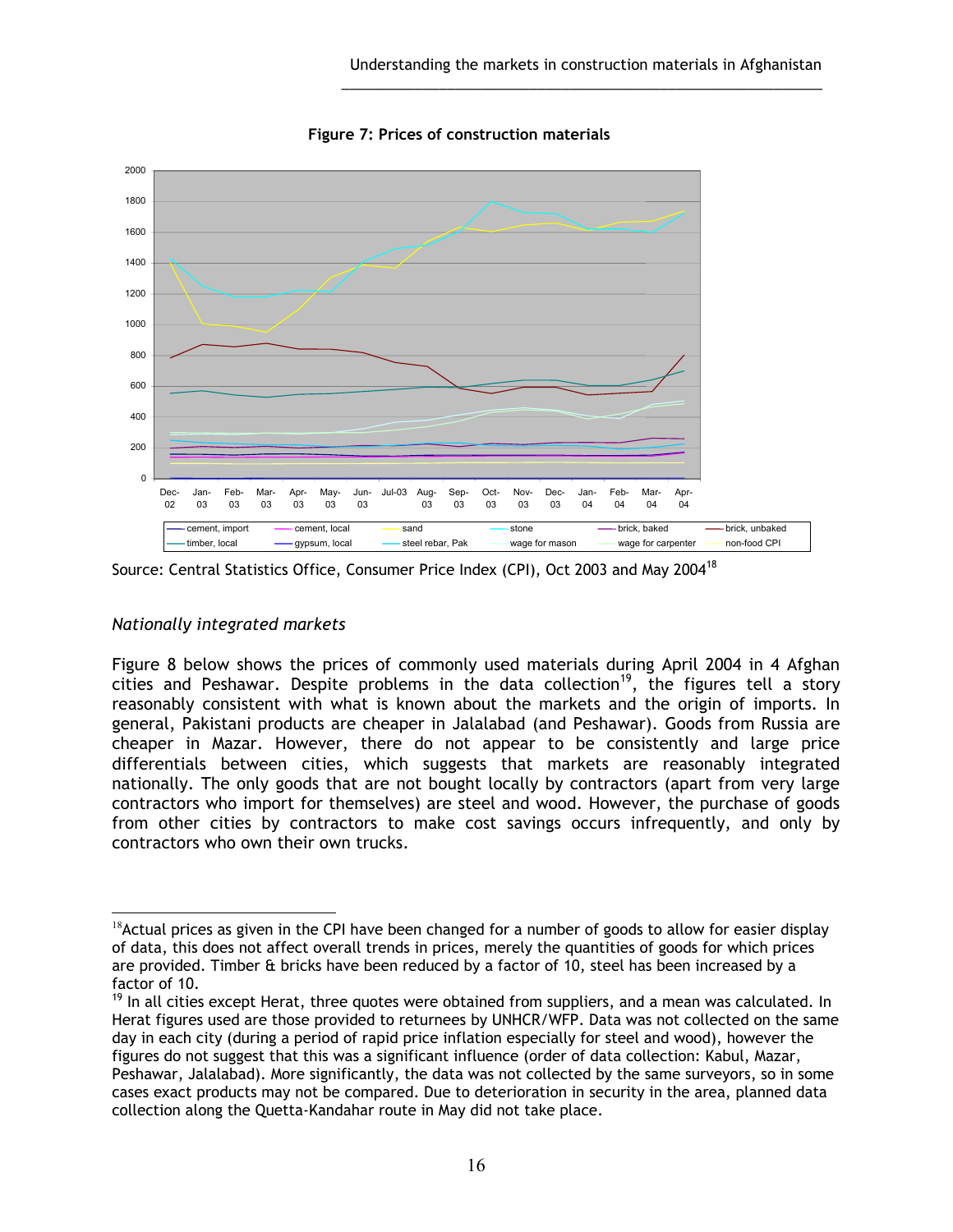**Figure 7: Prices of construction materials**

Source: Central Statistics Office, Consumer Price Index (CPI), Oct 2003 and May 2004[18]

*Nationally integrated markets*

Figure 8 below shows the prices of commonly used materials during April 2004 in 4 Afghan cities and Peshawar. Despite problems in the data collection[19], the figures tell a story reasonably consistent with what is known about the markets and the origin of imports. In general, Pakistani products are cheaper in Jalalabad (and Peshawar). Goods from Russia are cheaper in Mazar. However, there do not appear to be consistently and large price differentials between cities, which suggests that markets are reasonably integrated nationally. The only goods that are not bought locally by contractors (apart from very large contractors who import for themselves) are steel and wood. However, the purchase of goods from other cities by contractors to make cost savings occurs infrequently, and only by contractors who own their own trucks.

[18] Actual prices as given in the CPI have been changed for a number of goods to allow for easier display of data, this does not affect overall trends in prices, merely the quantities of goods for which prices are provided. Timber & bricks have been reduced by a factor of 10, steel has been increased by a factor of 10.

[19] In all cities except Herat, three quotes were obtained from suppliers, and a mean was calculated. In Herat figures used are those provided to returnees by UNHCR/WFP. Data was not collected on the same day in each city (during a period of rapid price inflation especially for steel and wood), however the figures do not suggest that this was a significant influence (order of data collection: Kabul, Mazar, Peshawar, Jalalabad). More significantly, the data was not collected by the same surveyors, so in some cases exact products may not be compared. Due to deterioration in security in the area, planned data collection along the Quetta-Kandahar route in May did not take place.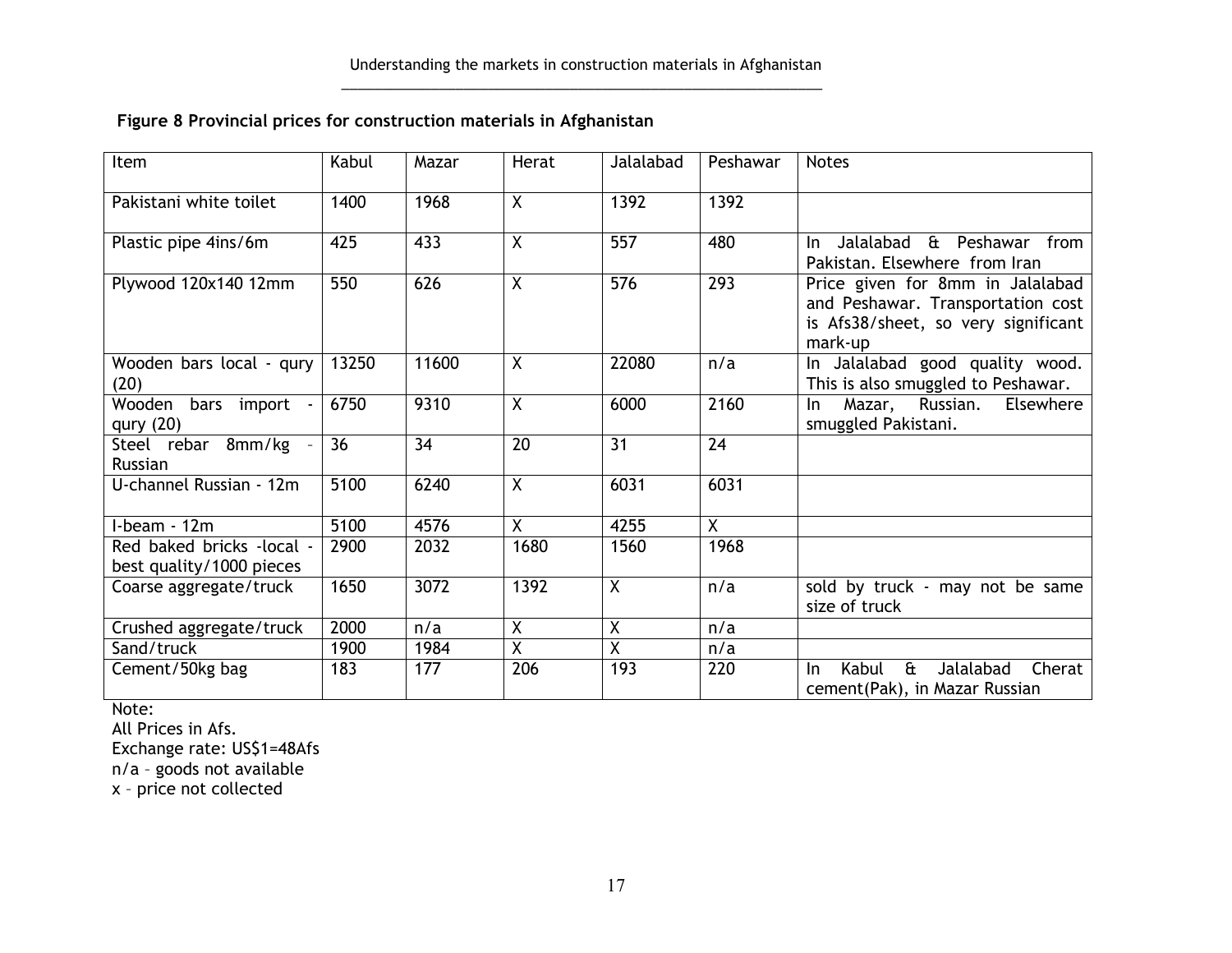**Figure 8 Provincial prices for construction materials in Afghanistan**

| Item | Kabul | Mazar | Herat | Jalalabad | Peshawar | Notes |
|---|---|---|---|---|---|---|
| Pakistani white toilet | 1400 | 1968 | X | 1392 | 1392 | |
| Plastic pipe 4ins/6m | 425 | 433 | X | 557 | 480 | In Jalalabad & Peshawar from Pakistan. Elsewhere from Iran |
| Plywood 120x140 12mm | 550 | 626 | X | 576 | 293 | Price given for 8mm in Jalalabad and Peshawar. Transportation cost is Afs38/sheet, so very significant mark-up |
| Wooden bars local - qury (20) | 13250 | 11600 | X | 22080 | n/a | In Jalalabad good quality wood. This is also smuggled to Peshawar. |
| Wooden bars import - qury (20) | 6750 | 9310 | X | 6000 | 2160 | In Mazar, Russian. Elsewhere smuggled Pakistani. |
| Steel rebar 8mm/kg – Russian | 36 | 34 | 20 | 31 | 24 | |
| U-channel Russian - 12m | 5100 | 6240 | X | 6031 | 6031 | |
| I-beam - 12m | 5100 | 4576 | X | 4255 | X | |
| Red baked bricks -local - best quality/1000 pieces | 2900 | 2032 | 1680 | 1560 | 1968 | |
| Coarse aggregate/truck | 1650 | 3072 | 1392 | X | n/a | sold by truck - may not be same size of truck |
| Crushed aggregate/truck | 2000 | n/a | X | X | n/a | |
| Sand/truck | 1900 | 1984 | X | X | n/a | |
| Cement/50kg bag | 183 | 177 | 206 | 193 | 220 | In Kabul & Jalalabad Cherat cement(Pak), in Mazar Russian |

Note:
All Prices in Afs.
Exchange rate: US$1=48Afs
n/a – goods not available
x – price not collected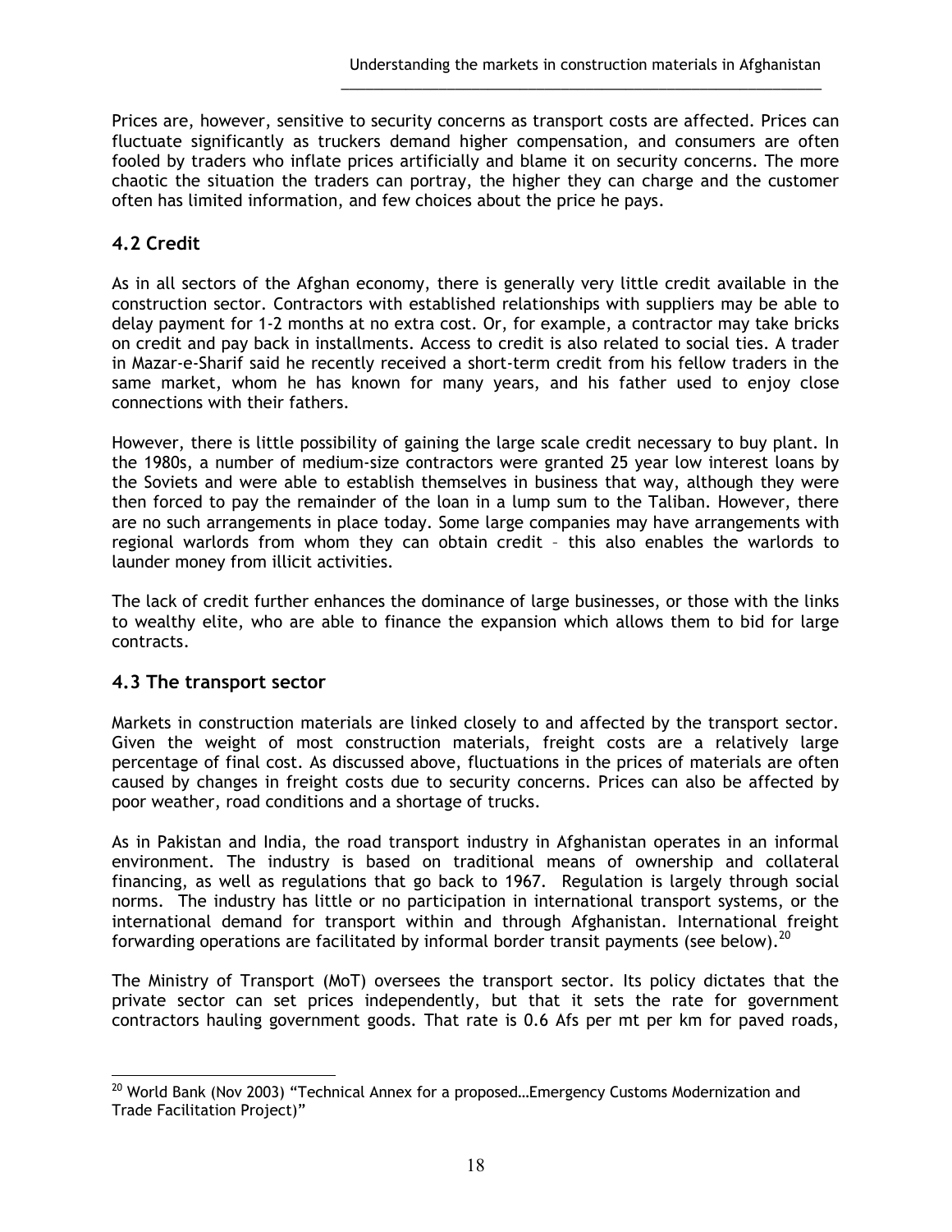Prices are, however, sensitive to security concerns as transport costs are affected. Prices can fluctuate significantly as truckers demand higher compensation, and consumers are often fooled by traders who inflate prices artificially and blame it on security concerns. The more chaotic the situation the traders can portray, the higher they can charge and the customer often has limited information, and few choices about the price he pays.

## 4.2 Credit

As in all sectors of the Afghan economy, there is generally very little credit available in the construction sector. Contractors with established relationships with suppliers may be able to delay payment for 1-2 months at no extra cost. Or, for example, a contractor may take bricks on credit and pay back in installments. Access to credit is also related to social ties. A trader in Mazar-e-Sharif said he recently received a short-term credit from his fellow traders in the same market, whom he has known for many years, and his father used to enjoy close connections with their fathers.

However, there is little possibility of gaining the large scale credit necessary to buy plant. In the 1980s, a number of medium-size contractors were granted 25 year low interest loans by the Soviets and were able to establish themselves in business that way, although they were then forced to pay the remainder of the loan in a lump sum to the Taliban. However, there are no such arrangements in place today. Some large companies may have arrangements with regional warlords from whom they can obtain credit – this also enables the warlords to launder money from illicit activities.

The lack of credit further enhances the dominance of large businesses, or those with the links to wealthy elite, who are able to finance the expansion which allows them to bid for large contracts.

## 4.3 The transport sector

Markets in construction materials are linked closely to and affected by the transport sector. Given the weight of most construction materials, freight costs are a relatively large percentage of final cost. As discussed above, fluctuations in the prices of materials are often caused by changes in freight costs due to security concerns. Prices can also be affected by poor weather, road conditions and a shortage of trucks.

As in Pakistan and India, the road transport industry in Afghanistan operates in an informal environment. The industry is based on traditional means of ownership and collateral financing, as well as regulations that go back to 1967. Regulation is largely through social norms. The industry has little or no participation in international transport systems, or the international demand for transport within and through Afghanistan. International freight forwarding operations are facilitated by informal border transit payments (see below).[20]

The Ministry of Transport (MoT) oversees the transport sector. Its policy dictates that the private sector can set prices independently, but that it sets the rate for government contractors hauling government goods. That rate is 0.6 Afs per mt per km for paved roads,

---

[20] World Bank (Nov 2003) "Technical Annex for a proposed…Emergency Customs Modernization and Trade Facilitation Project)"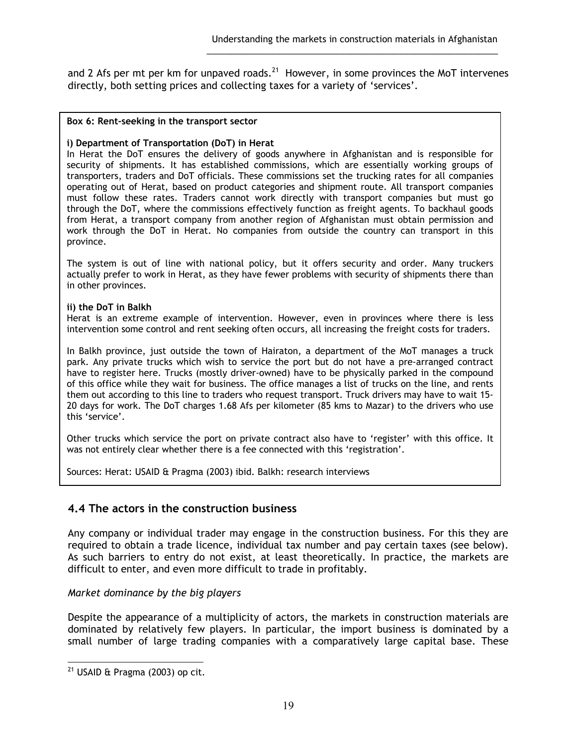and 2 Afs per mt per km for unpaved roads.[21] However, in some provinces the MoT intervenes directly, both setting prices and collecting taxes for a variety of 'services'.

> **Box 6: Rent-seeking in the transport sector**
>
> **i) Department of Transportation (DoT) in Herat**
>
> In Herat the DoT ensures the delivery of goods anywhere in Afghanistan and is responsible for security of shipments. It has established commissions, which are essentially working groups of transporters, traders and DoT officials. These commissions set the trucking rates for all companies operating out of Herat, based on product categories and shipment route. All transport companies must follow these rates. Traders cannot work directly with transport companies but must go through the DoT, where the commissions effectively function as freight agents. To backhaul goods from Herat, a transport company from another region of Afghanistan must obtain permission and work through the DoT in Herat. No companies from outside the country can transport in this province.
>
> The system is out of line with national policy, but it offers security and order. Many truckers actually prefer to work in Herat, as they have fewer problems with security of shipments there than in other provinces.
>
> **ii) the DoT in Balkh**
>
> Herat is an extreme example of intervention. However, even in provinces where there is less intervention some control and rent seeking often occurs, all increasing the freight costs for traders.
>
> In Balkh province, just outside the town of Hairaton, a department of the MoT manages a truck park. Any private trucks which wish to service the port but do not have a pre-arranged contract have to register here. Trucks (mostly driver-owned) have to be physically parked in the compound of this office while they wait for business. The office manages a list of trucks on the line, and rents them out according to this line to traders who request transport. Truck drivers may have to wait 15-20 days for work. The DoT charges 1.68 Afs per kilometer (85 kms to Mazar) to the drivers who use this 'service'.
>
> Other trucks which service the port on private contract also have to 'register' with this office. It was not entirely clear whether there is a fee connected with this 'registration'.
>
> Sources: Herat: USAID & Pragma (2003) ibid. Balkh: research interviews

## 4.4 The actors in the construction business

Any company or individual trader may engage in the construction business. For this they are required to obtain a trade licence, individual tax number and pay certain taxes (see below). As such barriers to entry do not exist, at least theoretically. In practice, the markets are difficult to enter, and even more difficult to trade in profitably.

*Market dominance by the big players*

Despite the appearance of a multiplicity of actors, the markets in construction materials are dominated by relatively few players. In particular, the import business is dominated by a small number of large trading companies with a comparatively large capital base. These

[21] USAID & Pragma (2003) op cit.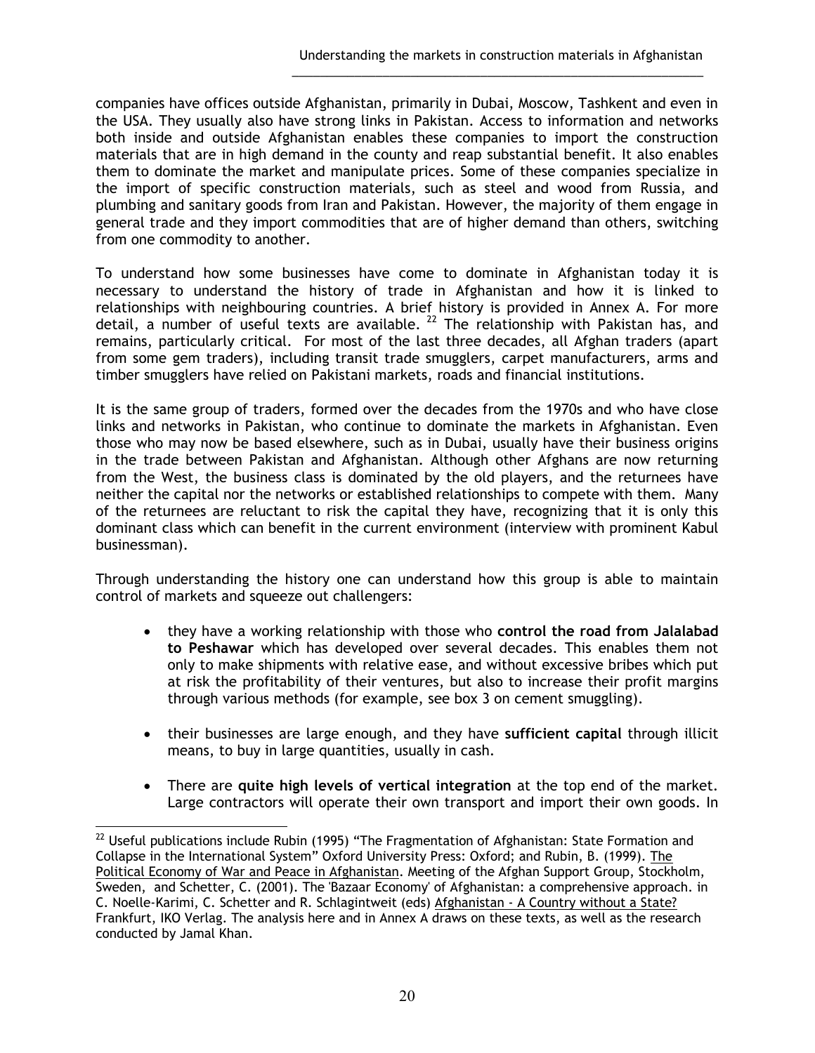companies have offices outside Afghanistan, primarily in Dubai, Moscow, Tashkent and even in the USA. They usually also have strong links in Pakistan. Access to information and networks both inside and outside Afghanistan enables these companies to import the construction materials that are in high demand in the county and reap substantial benefit. It also enables them to dominate the market and manipulate prices. Some of these companies specialize in the import of specific construction materials, such as steel and wood from Russia, and plumbing and sanitary goods from Iran and Pakistan. However, the majority of them engage in general trade and they import commodities that are of higher demand than others, switching from one commodity to another.

To understand how some businesses have come to dominate in Afghanistan today it is necessary to understand the history of trade in Afghanistan and how it is linked to relationships with neighbouring countries. A brief history is provided in Annex A. For more detail, a number of useful texts are available. [22] The relationship with Pakistan has, and remains, particularly critical. For most of the last three decades, all Afghan traders (apart from some gem traders), including transit trade smugglers, carpet manufacturers, arms and timber smugglers have relied on Pakistani markets, roads and financial institutions.

It is the same group of traders, formed over the decades from the 1970s and who have close links and networks in Pakistan, who continue to dominate the markets in Afghanistan. Even those who may now be based elsewhere, such as in Dubai, usually have their business origins in the trade between Pakistan and Afghanistan. Although other Afghans are now returning from the West, the business class is dominated by the old players, and the returnees have neither the capital nor the networks or established relationships to compete with them. Many of the returnees are reluctant to risk the capital they have, recognizing that it is only this dominant class which can benefit in the current environment (interview with prominent Kabul businessman).

Through understanding the history one can understand how this group is able to maintain control of markets and squeeze out challengers:

- they have a working relationship with those who **control the road from Jalalabad to Peshawar** which has developed over several decades. This enables them not only to make shipments with relative ease, and without excessive bribes which put at risk the profitability of their ventures, but also to increase their profit margins through various methods (for example, see box 3 on cement smuggling).
- their businesses are large enough, and they have **sufficient capital** through illicit means, to buy in large quantities, usually in cash.
- There are **quite high levels of vertical integration** at the top end of the market. Large contractors will operate their own transport and import their own goods. In

[22] Useful publications include Rubin (1995) "The Fragmentation of Afghanistan: State Formation and Collapse in the International System" Oxford University Press: Oxford; and Rubin, B. (1999). The Political Economy of War and Peace in Afghanistan. Meeting of the Afghan Support Group, Stockholm, Sweden, and Schetter, C. (2001). The 'Bazaar Economy' of Afghanistan: a comprehensive approach. in C. Noelle-Karimi, C. Schetter and R. Schlagintweit (eds) Afghanistan - A Country without a State? Frankfurt, IKO Verlag. The analysis here and in Annex A draws on these texts, as well as the research conducted by Jamal Khan.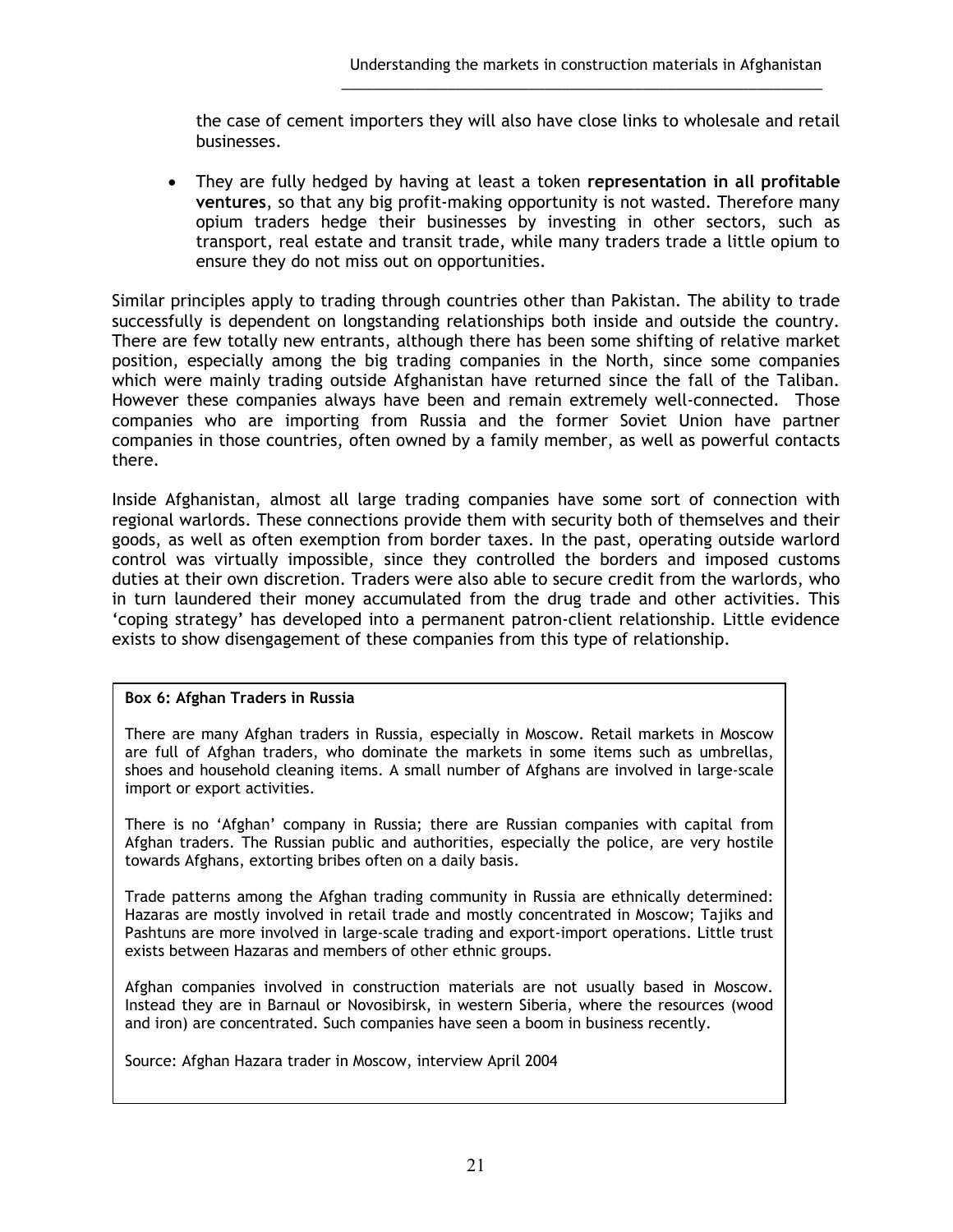the case of cement importers they will also have close links to wholesale and retail businesses.

- They are fully hedged by having at least a token **representation in all profitable ventures**, so that any big profit-making opportunity is not wasted. Therefore many opium traders hedge their businesses by investing in other sectors, such as transport, real estate and transit trade, while many traders trade a little opium to ensure they do not miss out on opportunities.

Similar principles apply to trading through countries other than Pakistan. The ability to trade successfully is dependent on longstanding relationships both inside and outside the country. There are few totally new entrants, although there has been some shifting of relative market position, especially among the big trading companies in the North, since some companies which were mainly trading outside Afghanistan have returned since the fall of the Taliban. However these companies always have been and remain extremely well-connected. Those companies who are importing from Russia and the former Soviet Union have partner companies in those countries, often owned by a family member, as well as powerful contacts there.

Inside Afghanistan, almost all large trading companies have some sort of connection with regional warlords. These connections provide them with security both of themselves and their goods, as well as often exemption from border taxes. In the past, operating outside warlord control was virtually impossible, since they controlled the borders and imposed customs duties at their own discretion. Traders were also able to secure credit from the warlords, who in turn laundered their money accumulated from the drug trade and other activities. This 'coping strategy' has developed into a permanent patron-client relationship. Little evidence exists to show disengagement of these companies from this type of relationship.

**Box 6: Afghan Traders in Russia**

There are many Afghan traders in Russia, especially in Moscow. Retail markets in Moscow are full of Afghan traders, who dominate the markets in some items such as umbrellas, shoes and household cleaning items. A small number of Afghans are involved in large-scale import or export activities.

There is no 'Afghan' company in Russia; there are Russian companies with capital from Afghan traders. The Russian public and authorities, especially the police, are very hostile towards Afghans, extorting bribes often on a daily basis.

Trade patterns among the Afghan trading community in Russia are ethnically determined: Hazaras are mostly involved in retail trade and mostly concentrated in Moscow; Tajiks and Pashtuns are more involved in large-scale trading and export-import operations. Little trust exists between Hazaras and members of other ethnic groups.

Afghan companies involved in construction materials are not usually based in Moscow. Instead they are in Barnaul or Novosibirsk, in western Siberia, where the resources (wood and iron) are concentrated. Such companies have seen a boom in business recently.

Source: Afghan Hazara trader in Moscow, interview April 2004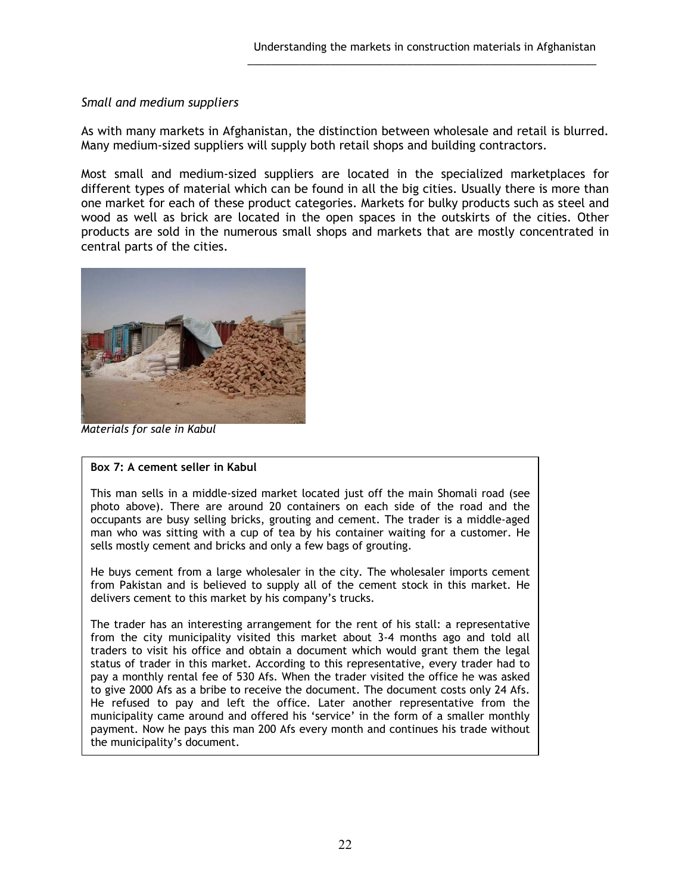*Small and medium suppliers*

As with many markets in Afghanistan, the distinction between wholesale and retail is blurred. Many medium-sized suppliers will supply both retail shops and building contractors.

Most small and medium-sized suppliers are located in the specialized marketplaces for different types of material which can be found in all the big cities. Usually there is more than one market for each of these product categories. Markets for bulky products such as steel and wood as well as brick are located in the open spaces in the outskirts of the cities. Other products are sold in the numerous small shops and markets that are mostly concentrated in central parts of the cities.

*Materials for sale in Kabul*

**Box 7: A cement seller in Kabul**

This man sells in a middle-sized market located just off the main Shomali road (see photo above). There are around 20 containers on each side of the road and the occupants are busy selling bricks, grouting and cement. The trader is a middle-aged man who was sitting with a cup of tea by his container waiting for a customer. He sells mostly cement and bricks and only a few bags of grouting.

He buys cement from a large wholesaler in the city. The wholesaler imports cement from Pakistan and is believed to supply all of the cement stock in this market. He delivers cement to this market by his company's trucks.

The trader has an interesting arrangement for the rent of his stall: a representative from the city municipality visited this market about 3-4 months ago and told all traders to visit his office and obtain a document which would grant them the legal status of trader in this market. According to this representative, every trader had to pay a monthly rental fee of 530 Afs. When the trader visited the office he was asked to give 2000 Afs as a bribe to receive the document. The document costs only 24 Afs. He refused to pay and left the office. Later another representative from the municipality came around and offered his 'service' in the form of a smaller monthly payment. Now he pays this man 200 Afs every month and continues his trade without the municipality's document.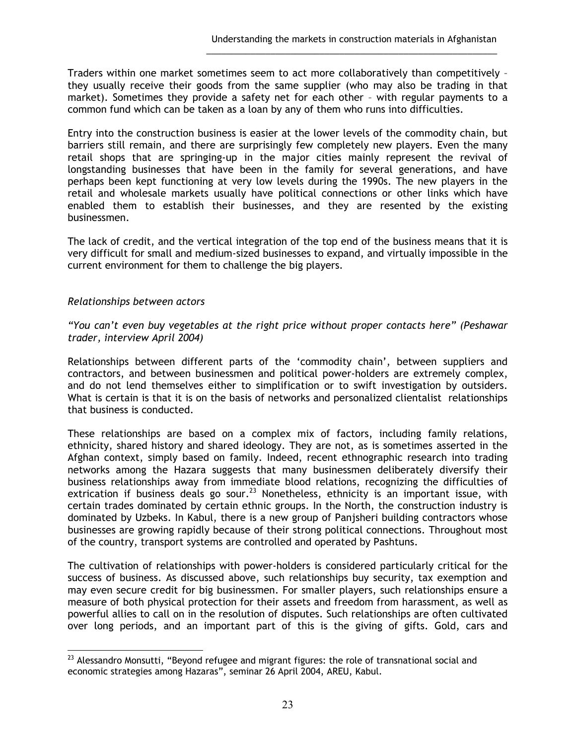Traders within one market sometimes seem to act more collaboratively than competitively – they usually receive their goods from the same supplier (who may also be trading in that market). Sometimes they provide a safety net for each other – with regular payments to a common fund which can be taken as a loan by any of them who runs into difficulties.

Entry into the construction business is easier at the lower levels of the commodity chain, but barriers still remain, and there are surprisingly few completely new players. Even the many retail shops that are springing-up in the major cities mainly represent the revival of longstanding businesses that have been in the family for several generations, and have perhaps been kept functioning at very low levels during the 1990s. The new players in the retail and wholesale markets usually have political connections or other links which have enabled them to establish their businesses, and they are resented by the existing businessmen.

The lack of credit, and the vertical integration of the top end of the business means that it is very difficult for small and medium-sized businesses to expand, and virtually impossible in the current environment for them to challenge the big players.

*Relationships between actors*

*"You can't even buy vegetables at the right price without proper contacts here" (Peshawar trader, interview April 2004)*

Relationships between different parts of the 'commodity chain', between suppliers and contractors, and between businessmen and political power-holders are extremely complex, and do not lend themselves either to simplification or to swift investigation by outsiders. What is certain is that it is on the basis of networks and personalized clientalist relationships that business is conducted.

These relationships are based on a complex mix of factors, including family relations, ethnicity, shared history and shared ideology. They are not, as is sometimes asserted in the Afghan context, simply based on family. Indeed, recent ethnographic research into trading networks among the Hazara suggests that many businessmen deliberately diversify their business relationships away from immediate blood relations, recognizing the difficulties of extrication if business deals go sour.[23] Nonetheless, ethnicity is an important issue, with certain trades dominated by certain ethnic groups. In the North, the construction industry is dominated by Uzbeks. In Kabul, there is a new group of Panjsheri building contractors whose businesses are growing rapidly because of their strong political connections. Throughout most of the country, transport systems are controlled and operated by Pashtuns.

The cultivation of relationships with power-holders is considered particularly critical for the success of business. As discussed above, such relationships buy security, tax exemption and may even secure credit for big businessmen. For smaller players, such relationships ensure a measure of both physical protection for their assets and freedom from harassment, as well as powerful allies to call on in the resolution of disputes. Such relationships are often cultivated over long periods, and an important part of this is the giving of gifts. Gold, cars and

---

[23] Alessandro Monsutti, "Beyond refugee and migrant figures: the role of transnational social and economic strategies among Hazaras", seminar 26 April 2004, AREU, Kabul.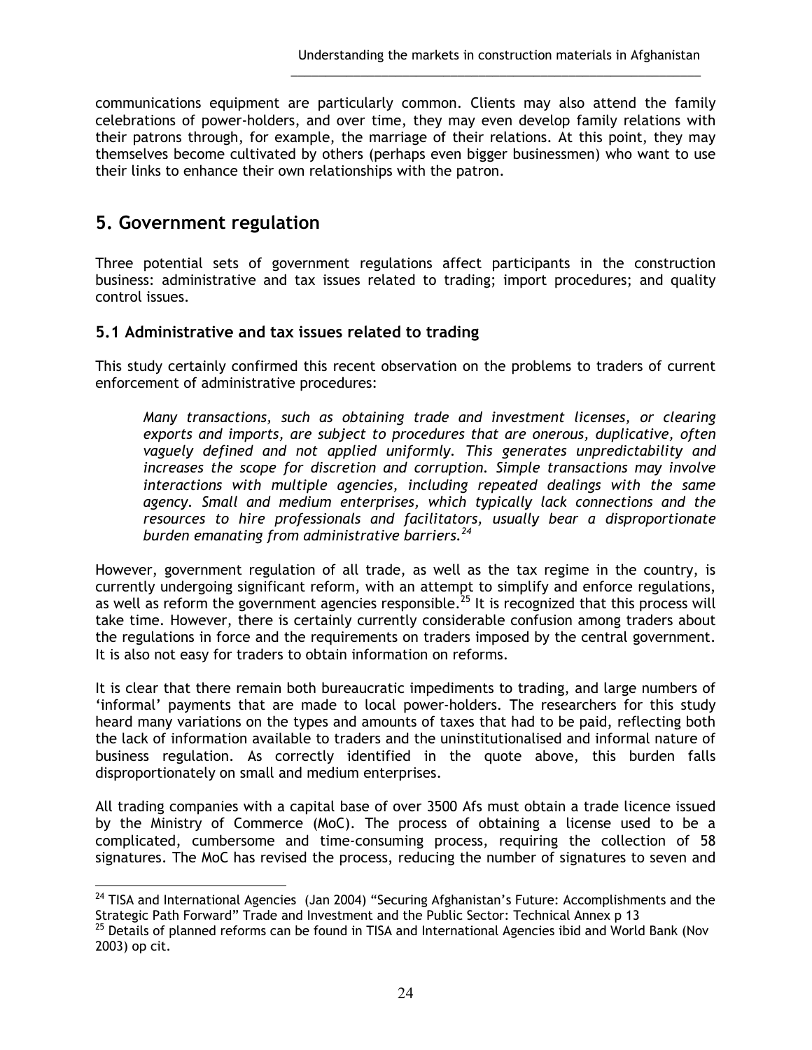communications equipment are particularly common. Clients may also attend the family celebrations of power-holders, and over time, they may even develop family relations with their patrons through, for example, the marriage of their relations. At this point, they may themselves become cultivated by others (perhaps even bigger businessmen) who want to use their links to enhance their own relationships with the patron.

## 5. Government regulation

Three potential sets of government regulations affect participants in the construction business: administrative and tax issues related to trading; import procedures; and quality control issues.

### 5.1 Administrative and tax issues related to trading

This study certainly confirmed this recent observation on the problems to traders of current enforcement of administrative procedures:

> *Many transactions, such as obtaining trade and investment licenses, or clearing exports and imports, are subject to procedures that are onerous, duplicative, often vaguely defined and not applied uniformly. This generates unpredictability and increases the scope for discretion and corruption. Simple transactions may involve interactions with multiple agencies, including repeated dealings with the same agency. Small and medium enterprises, which typically lack connections and the resources to hire professionals and facilitators, usually bear a disproportionate burden emanating from administrative barriers.*[24]

However, government regulation of all trade, as well as the tax regime in the country, is currently undergoing significant reform, with an attempt to simplify and enforce regulations, as well as reform the government agencies responsible.[25] It is recognized that this process will take time. However, there is certainly currently considerable confusion among traders about the regulations in force and the requirements on traders imposed by the central government. It is also not easy for traders to obtain information on reforms.

It is clear that there remain both bureaucratic impediments to trading, and large numbers of 'informal' payments that are made to local power-holders. The researchers for this study heard many variations on the types and amounts of taxes that had to be paid, reflecting both the lack of information available to traders and the uninstitutionalised and informal nature of business regulation. As correctly identified in the quote above, this burden falls disproportionately on small and medium enterprises.

All trading companies with a capital base of over 3500 Afs must obtain a trade licence issued by the Ministry of Commerce (MoC). The process of obtaining a license used to be a complicated, cumbersome and time-consuming process, requiring the collection of 58 signatures. The MoC has revised the process, reducing the number of signatures to seven and

---

[24] TISA and International Agencies (Jan 2004) "Securing Afghanistan's Future: Accomplishments and the Strategic Path Forward" Trade and Investment and the Public Sector: Technical Annex p 13

[25] Details of planned reforms can be found in TISA and International Agencies ibid and World Bank (Nov 2003) op cit.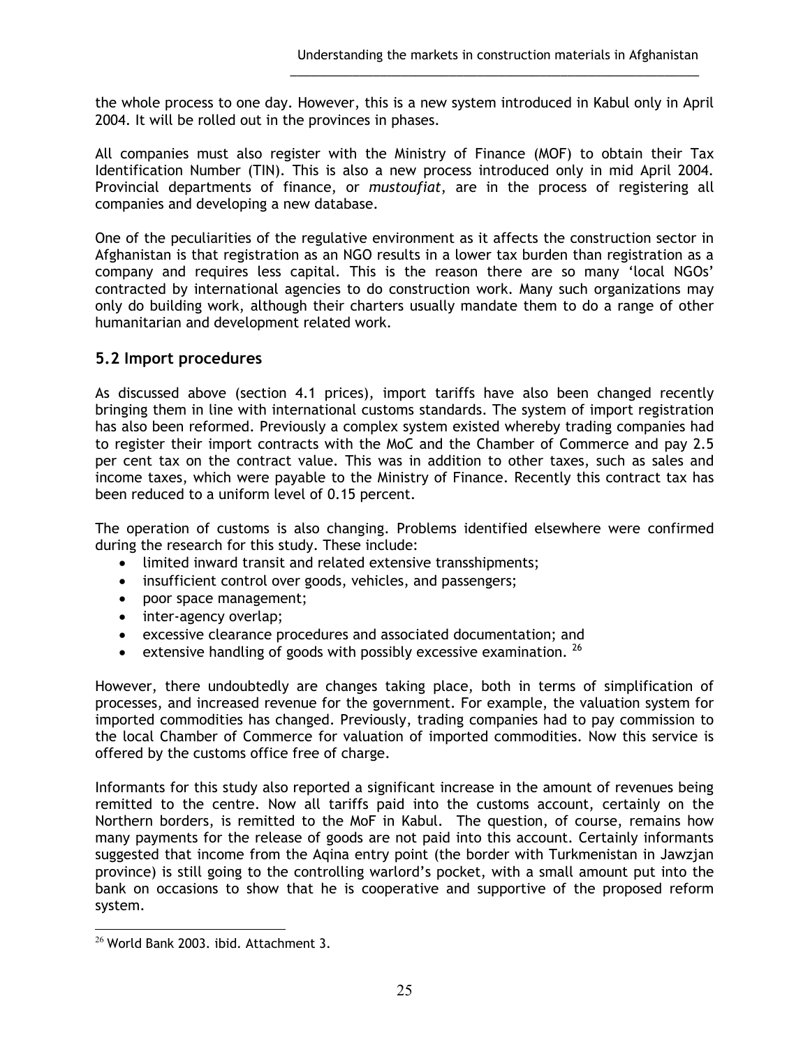the whole process to one day. However, this is a new system introduced in Kabul only in April 2004. It will be rolled out in the provinces in phases.

All companies must also register with the Ministry of Finance (MOF) to obtain their Tax Identification Number (TIN). This is also a new process introduced only in mid April 2004. Provincial departments of finance, or *mustoufiat*, are in the process of registering all companies and developing a new database.

One of the peculiarities of the regulative environment as it affects the construction sector in Afghanistan is that registration as an NGO results in a lower tax burden than registration as a company and requires less capital. This is the reason there are so many 'local NGOs' contracted by international agencies to do construction work. Many such organizations may only do building work, although their charters usually mandate them to do a range of other humanitarian and development related work.

## 5.2 Import procedures

As discussed above (section 4.1 prices), import tariffs have also been changed recently bringing them in line with international customs standards. The system of import registration has also been reformed. Previously a complex system existed whereby trading companies had to register their import contracts with the MoC and the Chamber of Commerce and pay 2.5 per cent tax on the contract value. This was in addition to other taxes, such as sales and income taxes, which were payable to the Ministry of Finance. Recently this contract tax has been reduced to a uniform level of 0.15 percent.

The operation of customs is also changing. Problems identified elsewhere were confirmed during the research for this study. These include:

- limited inward transit and related extensive transshipments;
- insufficient control over goods, vehicles, and passengers;
- poor space management;
- inter-agency overlap;
- excessive clearance procedures and associated documentation; and
- extensive handling of goods with possibly excessive examination. [26]

However, there undoubtedly are changes taking place, both in terms of simplification of processes, and increased revenue for the government. For example, the valuation system for imported commodities has changed. Previously, trading companies had to pay commission to the local Chamber of Commerce for valuation of imported commodities. Now this service is offered by the customs office free of charge.

Informants for this study also reported a significant increase in the amount of revenues being remitted to the centre. Now all tariffs paid into the customs account, certainly on the Northern borders, is remitted to the MoF in Kabul. The question, of course, remains how many payments for the release of goods are not paid into this account. Certainly informants suggested that income from the Aqina entry point (the border with Turkmenistan in Jawzjan province) is still going to the controlling warlord's pocket, with a small amount put into the bank on occasions to show that he is cooperative and supportive of the proposed reform system.

[26] World Bank 2003. ibid. Attachment 3.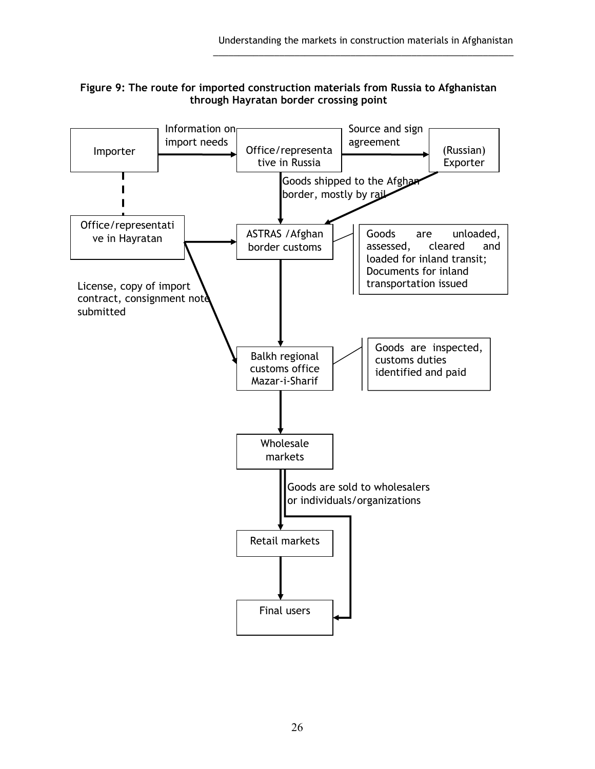**Figure 9: The route for imported construction materials from Russia to Afghanistan through Hayratan border crossing point**

Importer

Information on import needs

Office/representative in Russia

Source and sign agreement

(Russian) Exporter

Goods shipped to the Afghan border, mostly by rail

Office/representative in Hayratan

ASTRAS /Afghan border customs

Goods are unloaded, assessed, cleared and loaded for inland transit; Documents for inland transportation issued

License, copy of import contract, consignment note submitted

Balkh regional customs office Mazar-i-Sharif

Goods are inspected, customs duties identified and paid

Wholesale markets

Goods are sold to wholesalers or individuals/organizations

Retail markets

Final users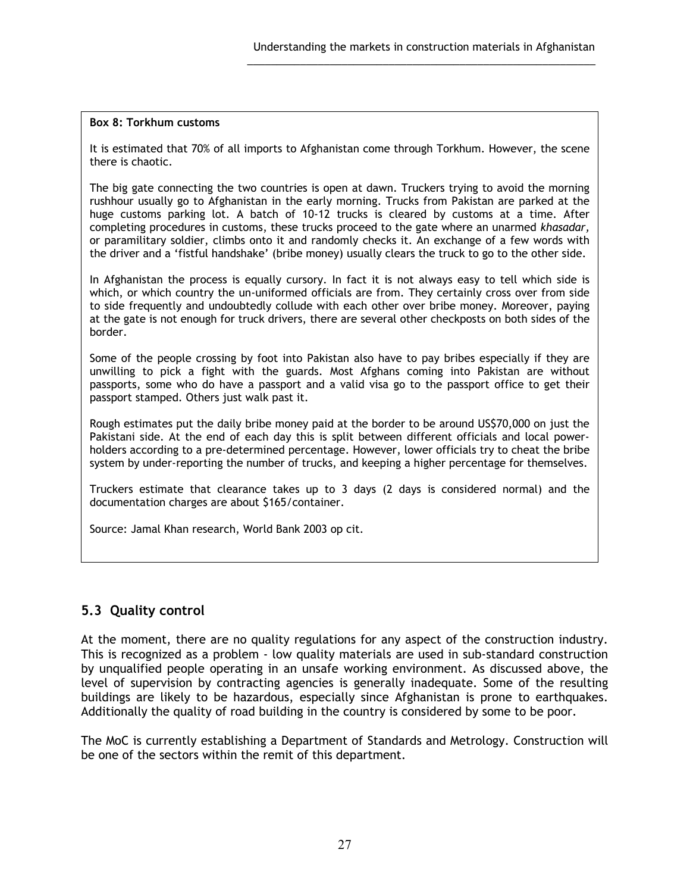**Box 8: Torkhum customs**

It is estimated that 70% of all imports to Afghanistan come through Torkhum. However, the scene there is chaotic.

The big gate connecting the two countries is open at dawn. Truckers trying to avoid the morning rushhour usually go to Afghanistan in the early morning. Trucks from Pakistan are parked at the huge customs parking lot. A batch of 10-12 trucks is cleared by customs at a time. After completing procedures in customs, these trucks proceed to the gate where an unarmed *khasadar,* or paramilitary soldier, climbs onto it and randomly checks it. An exchange of a few words with the driver and a 'fistful handshake' (bribe money) usually clears the truck to go to the other side.

In Afghanistan the process is equally cursory. In fact it is not always easy to tell which side is which, or which country the un-uniformed officials are from. They certainly cross over from side to side frequently and undoubtedly collude with each other over bribe money. Moreover, paying at the gate is not enough for truck drivers, there are several other checkposts on both sides of the border.

Some of the people crossing by foot into Pakistan also have to pay bribes especially if they are unwilling to pick a fight with the guards. Most Afghans coming into Pakistan are without passports, some who do have a passport and a valid visa go to the passport office to get their passport stamped. Others just walk past it.

Rough estimates put the daily bribe money paid at the border to be around US$70,000 on just the Pakistani side. At the end of each day this is split between different officials and local power-holders according to a pre-determined percentage. However, lower officials try to cheat the bribe system by under-reporting the number of trucks, and keeping a higher percentage for themselves.

Truckers estimate that clearance takes up to 3 days (2 days is considered normal) and the documentation charges are about $165/container.

Source: Jamal Khan research, World Bank 2003 op cit.

## 5.3 Quality control

At the moment, there are no quality regulations for any aspect of the construction industry. This is recognized as a problem - low quality materials are used in sub-standard construction by unqualified people operating in an unsafe working environment. As discussed above, the level of supervision by contracting agencies is generally inadequate. Some of the resulting buildings are likely to be hazardous, especially since Afghanistan is prone to earthquakes. Additionally the quality of road building in the country is considered by some to be poor.

The MoC is currently establishing a Department of Standards and Metrology. Construction will be one of the sectors within the remit of this department.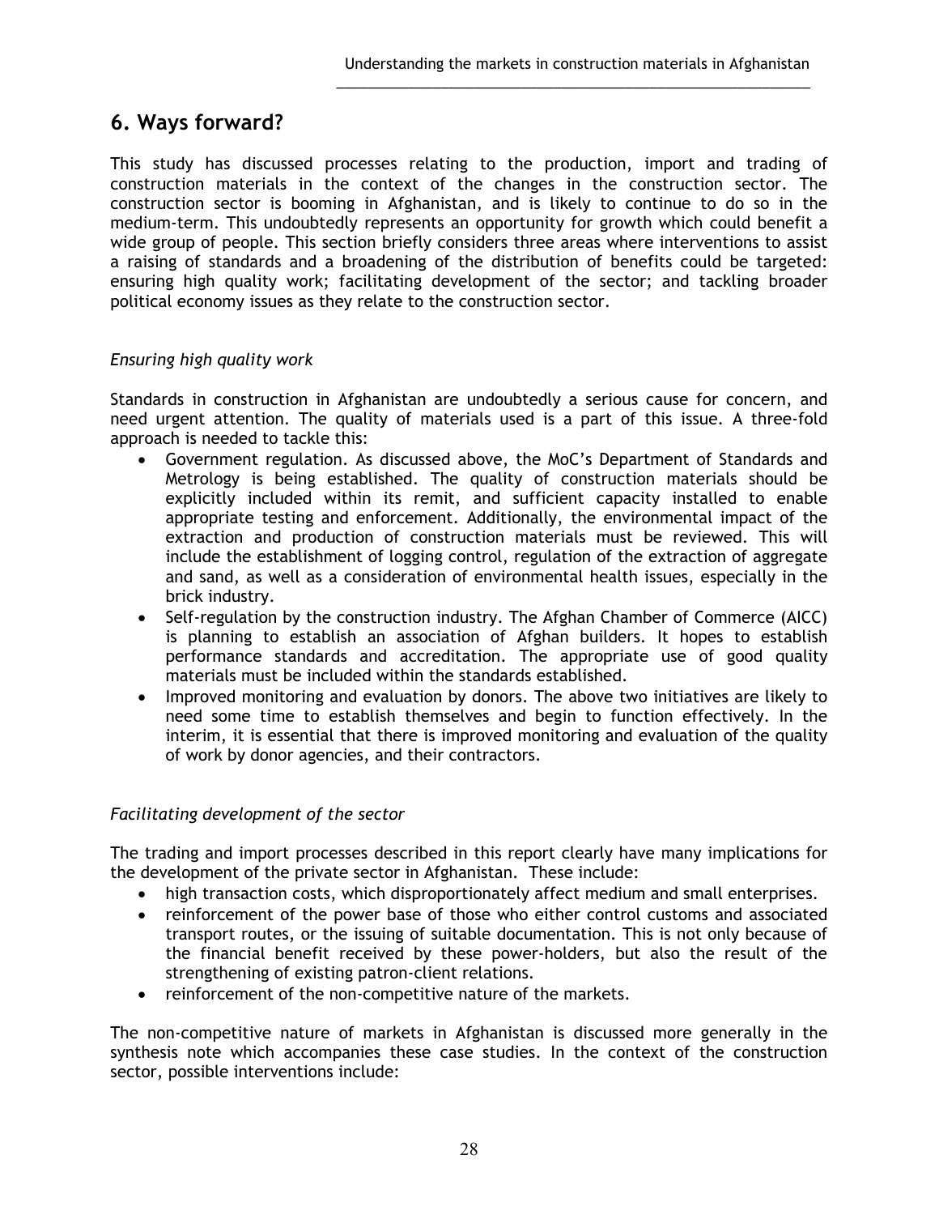## 6. Ways forward?

This study has discussed processes relating to the production, import and trading of construction materials in the context of the changes in the construction sector. The construction sector is booming in Afghanistan, and is likely to continue to do so in the medium-term. This undoubtedly represents an opportunity for growth which could benefit a wide group of people. This section briefly considers three areas where interventions to assist a raising of standards and a broadening of the distribution of benefits could be targeted: ensuring high quality work; facilitating development of the sector; and tackling broader political economy issues as they relate to the construction sector.

*Ensuring high quality work*

Standards in construction in Afghanistan are undoubtedly a serious cause for concern, and need urgent attention. The quality of materials used is a part of this issue. A three-fold approach is needed to tackle this:

- Government regulation. As discussed above, the MoC's Department of Standards and Metrology is being established. The quality of construction materials should be explicitly included within its remit, and sufficient capacity installed to enable appropriate testing and enforcement. Additionally, the environmental impact of the extraction and production of construction materials must be reviewed. This will include the establishment of logging control, regulation of the extraction of aggregate and sand, as well as a consideration of environmental health issues, especially in the brick industry.
- Self-regulation by the construction industry. The Afghan Chamber of Commerce (AICC) is planning to establish an association of Afghan builders. It hopes to establish performance standards and accreditation. The appropriate use of good quality materials must be included within the standards established.
- Improved monitoring and evaluation by donors. The above two initiatives are likely to need some time to establish themselves and begin to function effectively. In the interim, it is essential that there is improved monitoring and evaluation of the quality of work by donor agencies, and their contractors.

*Facilitating development of the sector*

The trading and import processes described in this report clearly have many implications for the development of the private sector in Afghanistan. These include:

- high transaction costs, which disproportionately affect medium and small enterprises.
- reinforcement of the power base of those who either control customs and associated transport routes, or the issuing of suitable documentation. This is not only because of the financial benefit received by these power-holders, but also the result of the strengthening of existing patron-client relations.
- reinforcement of the non-competitive nature of the markets.

The non-competitive nature of markets in Afghanistan is discussed more generally in the synthesis note which accompanies these case studies. In the context of the construction sector, possible interventions include: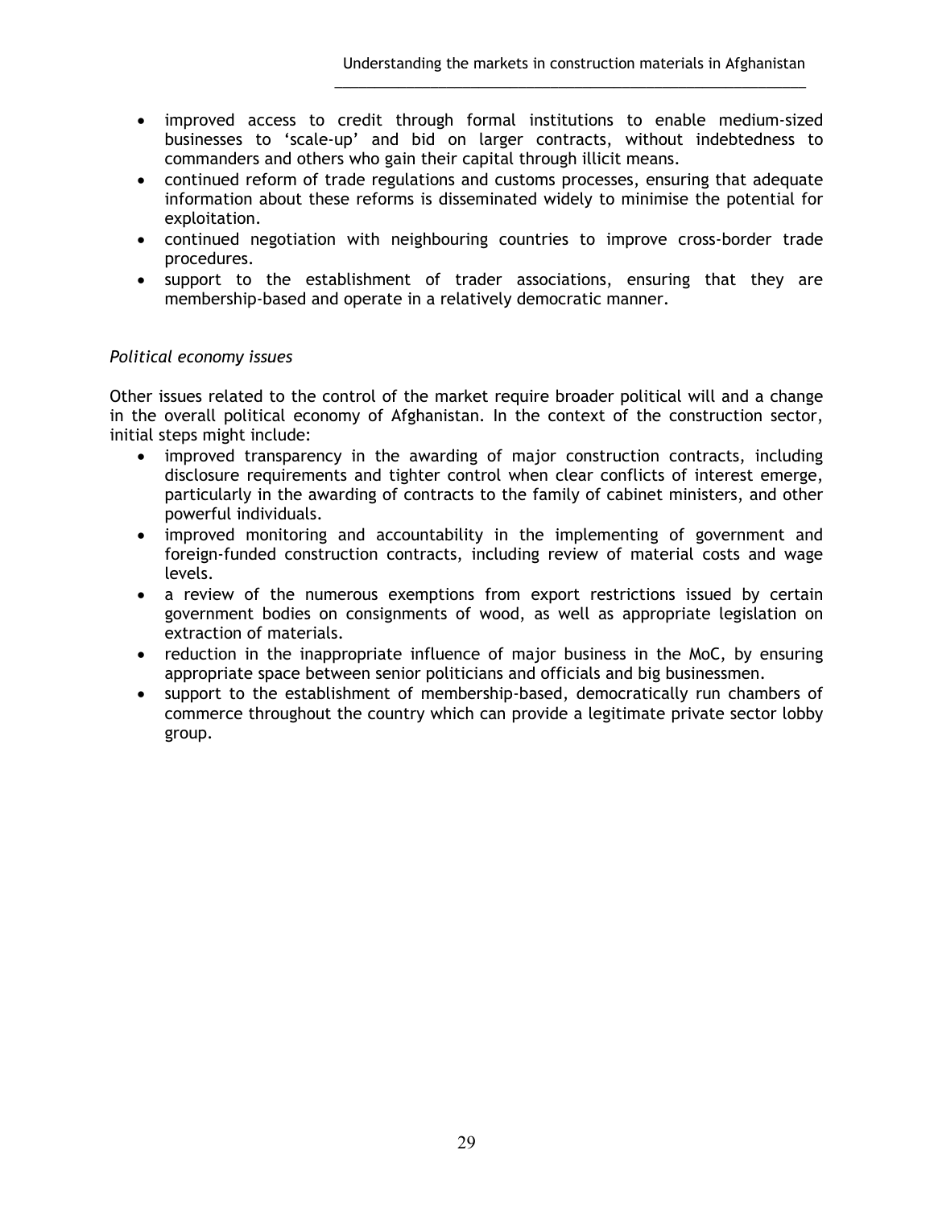- improved access to credit through formal institutions to enable medium-sized businesses to 'scale-up' and bid on larger contracts, without indebtedness to commanders and others who gain their capital through illicit means.
- continued reform of trade regulations and customs processes, ensuring that adequate information about these reforms is disseminated widely to minimise the potential for exploitation.
- continued negotiation with neighbouring countries to improve cross-border trade procedures.
- support to the establishment of trader associations, ensuring that they are membership-based and operate in a relatively democratic manner.

*Political economy issues*

Other issues related to the control of the market require broader political will and a change in the overall political economy of Afghanistan. In the context of the construction sector, initial steps might include:

- improved transparency in the awarding of major construction contracts, including disclosure requirements and tighter control when clear conflicts of interest emerge, particularly in the awarding of contracts to the family of cabinet ministers, and other powerful individuals.
- improved monitoring and accountability in the implementing of government and foreign-funded construction contracts, including review of material costs and wage levels.
- a review of the numerous exemptions from export restrictions issued by certain government bodies on consignments of wood, as well as appropriate legislation on extraction of materials.
- reduction in the inappropriate influence of major business in the MoC, by ensuring appropriate space between senior politicians and officials and big businessmen.
- support to the establishment of membership-based, democratically run chambers of commerce throughout the country which can provide a legitimate private sector lobby group.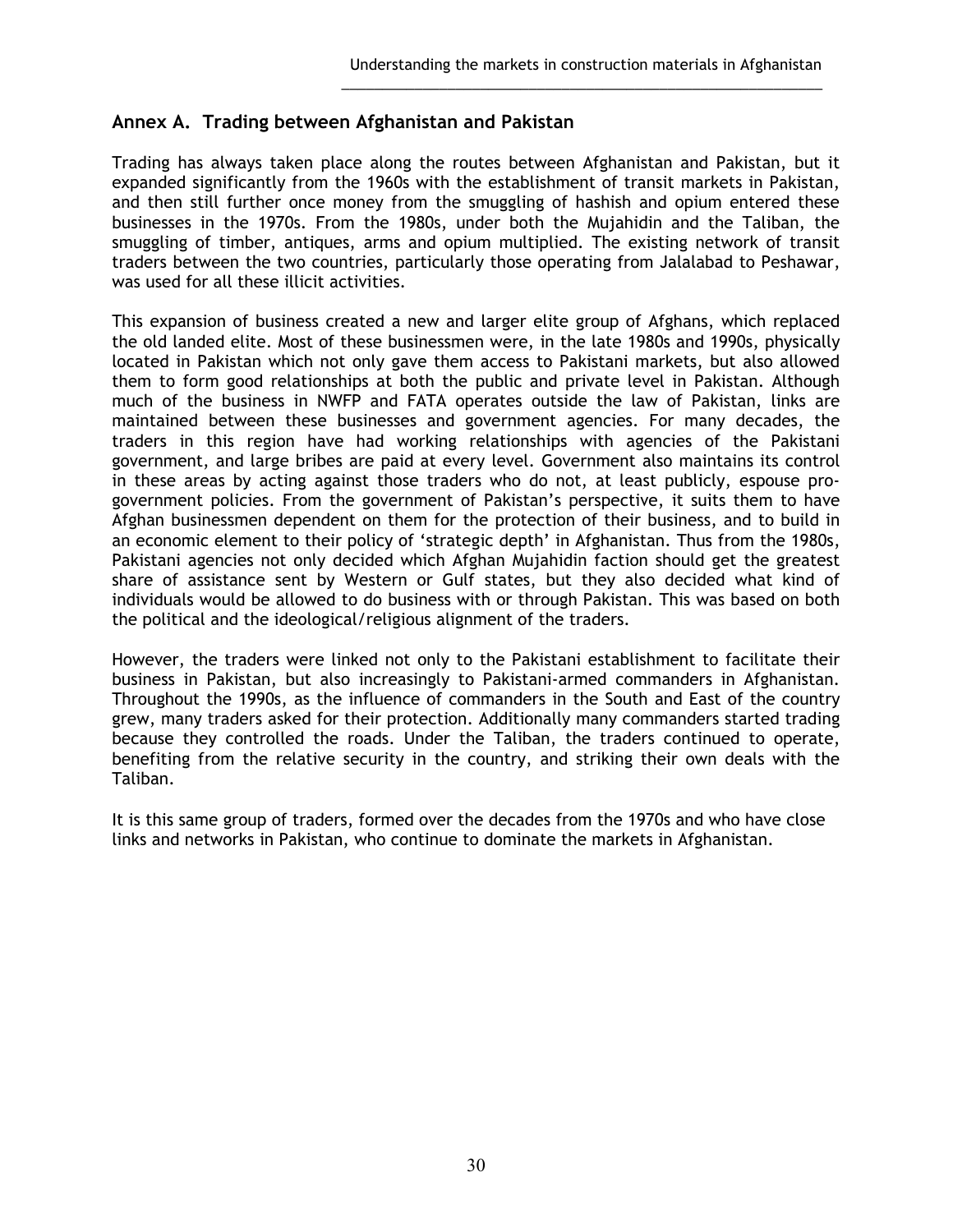## Annex A. Trading between Afghanistan and Pakistan

Trading has always taken place along the routes between Afghanistan and Pakistan, but it expanded significantly from the 1960s with the establishment of transit markets in Pakistan, and then still further once money from the smuggling of hashish and opium entered these businesses in the 1970s. From the 1980s, under both the Mujahidin and the Taliban, the smuggling of timber, antiques, arms and opium multiplied. The existing network of transit traders between the two countries, particularly those operating from Jalalabad to Peshawar, was used for all these illicit activities.

This expansion of business created a new and larger elite group of Afghans, which replaced the old landed elite. Most of these businessmen were, in the late 1980s and 1990s, physically located in Pakistan which not only gave them access to Pakistani markets, but also allowed them to form good relationships at both the public and private level in Pakistan. Although much of the business in NWFP and FATA operates outside the law of Pakistan, links are maintained between these businesses and government agencies. For many decades, the traders in this region have had working relationships with agencies of the Pakistani government, and large bribes are paid at every level. Government also maintains its control in these areas by acting against those traders who do not, at least publicly, espouse pro-government policies. From the government of Pakistan's perspective, it suits them to have Afghan businessmen dependent on them for the protection of their business, and to build in an economic element to their policy of 'strategic depth' in Afghanistan. Thus from the 1980s, Pakistani agencies not only decided which Afghan Mujahidin faction should get the greatest share of assistance sent by Western or Gulf states, but they also decided what kind of individuals would be allowed to do business with or through Pakistan. This was based on both the political and the ideological/religious alignment of the traders.

However, the traders were linked not only to the Pakistani establishment to facilitate their business in Pakistan, but also increasingly to Pakistani-armed commanders in Afghanistan. Throughout the 1990s, as the influence of commanders in the South and East of the country grew, many traders asked for their protection. Additionally many commanders started trading because they controlled the roads. Under the Taliban, the traders continued to operate, benefiting from the relative security in the country, and striking their own deals with the Taliban.

It is this same group of traders, formed over the decades from the 1970s and who have close links and networks in Pakistan, who continue to dominate the markets in Afghanistan.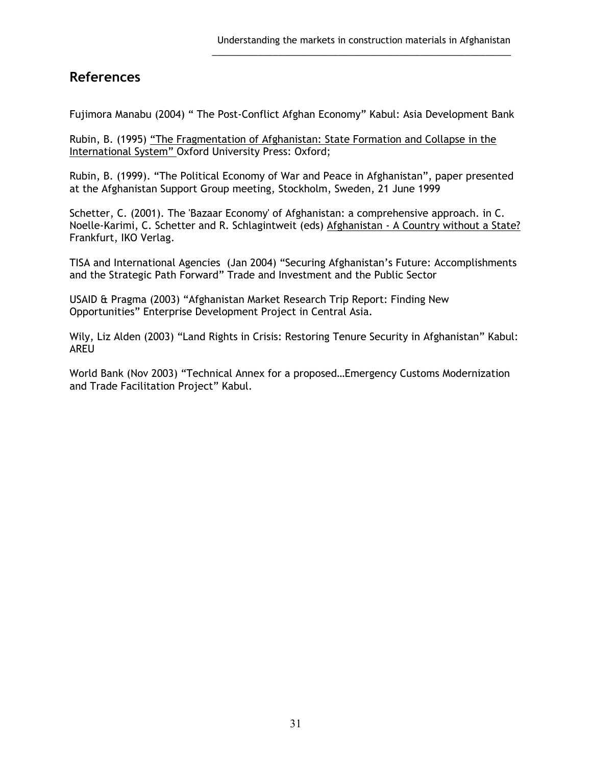## References

Fujimora Manabu (2004) " The Post-Conflict Afghan Economy" Kabul: Asia Development Bank

Rubin, B. (1995) "The Fragmentation of Afghanistan: State Formation and Collapse in the International System" Oxford University Press: Oxford;

Rubin, B. (1999). "The Political Economy of War and Peace in Afghanistan", paper presented at the Afghanistan Support Group meeting, Stockholm, Sweden, 21 June 1999

Schetter, C. (2001). The 'Bazaar Economy' of Afghanistan: a comprehensive approach. in C. Noelle-Karimi, C. Schetter and R. Schlagintweit (eds) Afghanistan - A Country without a State? Frankfurt, IKO Verlag.

TISA and International Agencies (Jan 2004) "Securing Afghanistan's Future: Accomplishments and the Strategic Path Forward" Trade and Investment and the Public Sector

USAID & Pragma (2003) "Afghanistan Market Research Trip Report: Finding New Opportunities" Enterprise Development Project in Central Asia.

Wily, Liz Alden (2003) "Land Rights in Crisis: Restoring Tenure Security in Afghanistan" Kabul: AREU

World Bank (Nov 2003) "Technical Annex for a proposed…Emergency Customs Modernization and Trade Facilitation Project" Kabul.